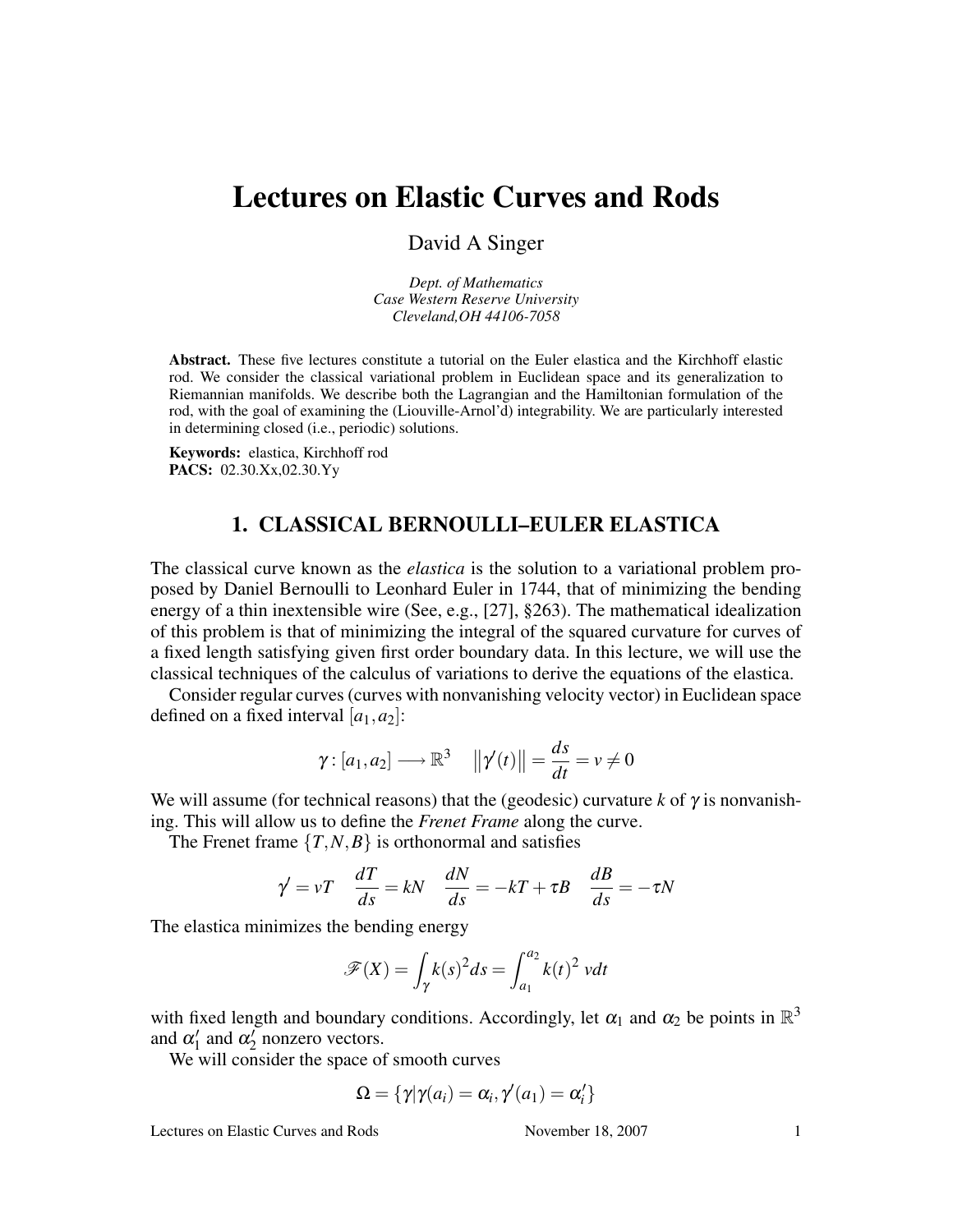# Lectures on Elastic Curves and Rods

David A Singer

*Dept. of Mathematics*
*Case Western Reserve University*
*Cleveland,OH 44106-7058*

**Abstract.** These five lectures constitute a tutorial on the Euler elastica and the Kirchhoff elastic rod. We consider the classical variational problem in Euclidean space and its generalization to Riemannian manifolds. We describe both the Lagrangian and the Hamiltonian formulation of the rod, with the goal of examining the (Liouville-Arnol'd) integrability. We are particularly interested in determining closed (i.e., periodic) solutions.

**Keywords:** elastica, Kirchhoff rod
**PACS:** 02.30.Xx,02.30.Yy

## 1. CLASSICAL BERNOULLI–EULER ELASTICA

The classical curve known as the *elastica* is the solution to a variational problem proposed by Daniel Bernoulli to Leonhard Euler in 1744, that of minimizing the bending energy of a thin inextensible wire (See, e.g., [27], §263). The mathematical idealization of this problem is that of minimizing the integral of the squared curvature for curves of a fixed length satisfying given first order boundary data. In this lecture, we will use the classical techniques of the calculus of variations to derive the equations of the elastica.

Consider regular curves (curves with nonvanishing velocity vector) in Euclidean space defined on a fixed interval $[a_1, a_2]$:

$$\gamma : [a_1, a_2] \longrightarrow \mathbb{R}^3 \quad \left\|\gamma'(t)\right\| = \frac{ds}{dt} = v \neq 0$$

We will assume (for technical reasons) that the (geodesic) curvature $k$ of $\gamma$ is nonvanishing. This will allow us to define the *Frenet Frame* along the curve.

The Frenet frame $\{T, N, B\}$ is orthonormal and satisfies

$$\gamma' = vT \quad \frac{dT}{ds} = kN \quad \frac{dN}{ds} = -kT + \tau B \quad \frac{dB}{ds} = -\tau N$$

The elastica minimizes the bending energy

$$\mathscr{F}(X) = \int_\gamma k(s)^2 ds = \int_{a_1}^{a_2} k(t)^2 \; vdt$$

with fixed length and boundary conditions. Accordingly, let $\alpha_1$ and $\alpha_2$ be points in $\mathbb{R}^3$ and $\alpha_1'$ and $\alpha_2'$ nonzero vectors.

We will consider the space of smooth curves

$$\Omega = \{\gamma | \gamma(a_i) = \alpha_i, \gamma'(a_1) = \alpha_i'\}$$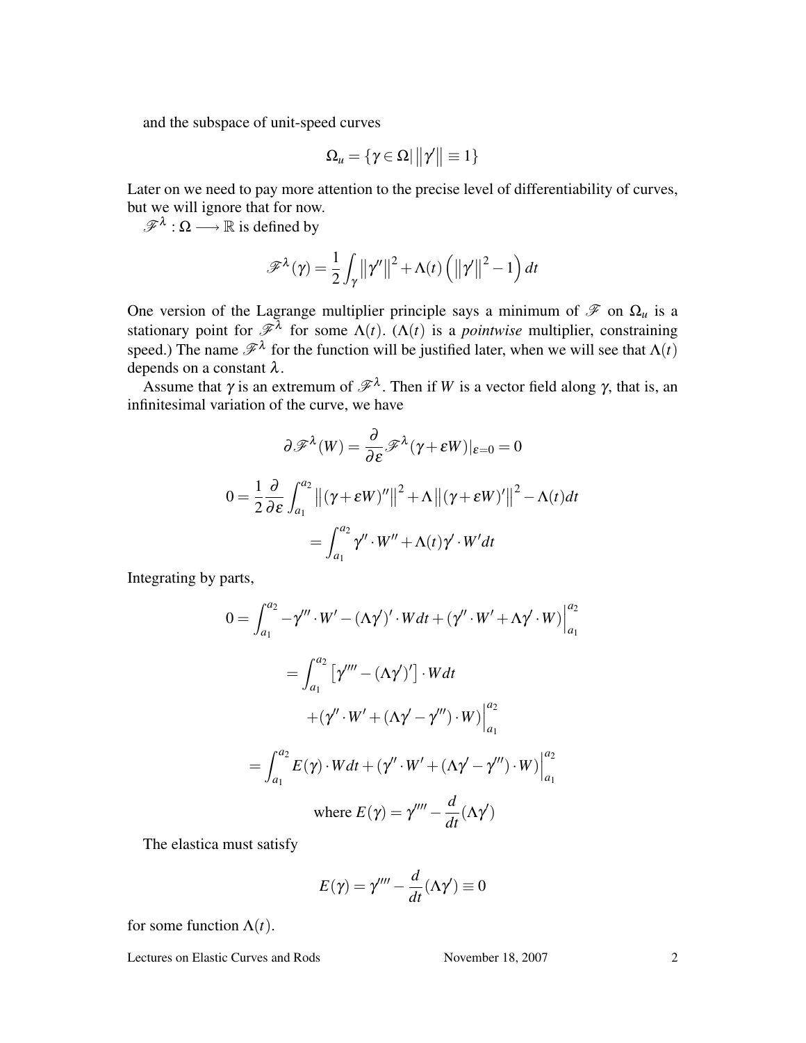and the subspace of unit-speed curves

$$\Omega_u = \{\gamma \in \Omega | \left\|\gamma'\right\| \equiv 1\}$$

Later on we need to pay more attention to the precise level of differentiability of curves, but we will ignore that for now.

$\mathscr{F}^\lambda : \Omega \longrightarrow \mathbb{R}$ is defined by

$$\mathscr{F}^\lambda(\gamma) = \frac{1}{2}\int_\gamma \left\|\gamma''\right\|^2 + \Lambda(t)\left(\left\|\gamma'\right\|^2 - 1\right) dt$$

One version of the Lagrange multiplier principle says a minimum of $\mathscr{F}$ on $\Omega_u$ is a stationary point for $\mathscr{F}^\lambda$ for some $\Lambda(t)$. ($\Lambda(t)$ is a *pointwise* multiplier, constraining speed.) The name $\mathscr{F}^\lambda$ for the function will be justified later, when we will see that $\Lambda(t)$ depends on a constant $\lambda$.

Assume that $\gamma$ is an extremum of $\mathscr{F}^\lambda$. Then if $W$ is a vector field along $\gamma$, that is, an infinitesimal variation of the curve, we have

$$\partial \mathscr{F}^\lambda(W) = \frac{\partial}{\partial \varepsilon}\mathscr{F}^\lambda(\gamma + \varepsilon W)|_{\varepsilon=0} = 0$$

$$0 = \frac{1}{2}\frac{\partial}{\partial \varepsilon}\int_{a_1}^{a_2} \left\|(\gamma+\varepsilon W)''\right\|^2 + \Lambda\left\|(\gamma+\varepsilon W)'\right\|^2 - \Lambda(t)dt$$

$$= \int_{a_1}^{a_2} \gamma'' \cdot W'' + \Lambda(t)\gamma' \cdot W' dt$$

Integrating by parts,

$$0 = \int_{a_1}^{a_2} -\gamma''' \cdot W' - (\Lambda\gamma')' \cdot W dt + \left(\gamma'' \cdot W' + \Lambda\gamma' \cdot W\right)\Big|_{a_1}^{a_2}$$

$$= \int_{a_1}^{a_2} \left[\gamma'''' - (\Lambda\gamma')'\right] \cdot W dt$$

$$+ \left(\gamma'' \cdot W' + (\Lambda\gamma' - \gamma''') \cdot W\right)\Big|_{a_1}^{a_2}$$

$$= \int_{a_1}^{a_2} E(\gamma) \cdot W dt + \left(\gamma'' \cdot W' + (\Lambda\gamma' - \gamma''') \cdot W\right)\Big|_{a_1}^{a_2}$$

$$\text{where } E(\gamma) = \gamma'''' - \frac{d}{dt}(\Lambda\gamma')$$

The elastica must satisfy

$$E(\gamma) = \gamma'''' - \frac{d}{dt}(\Lambda\gamma') \equiv 0$$

for some function $\Lambda(t)$.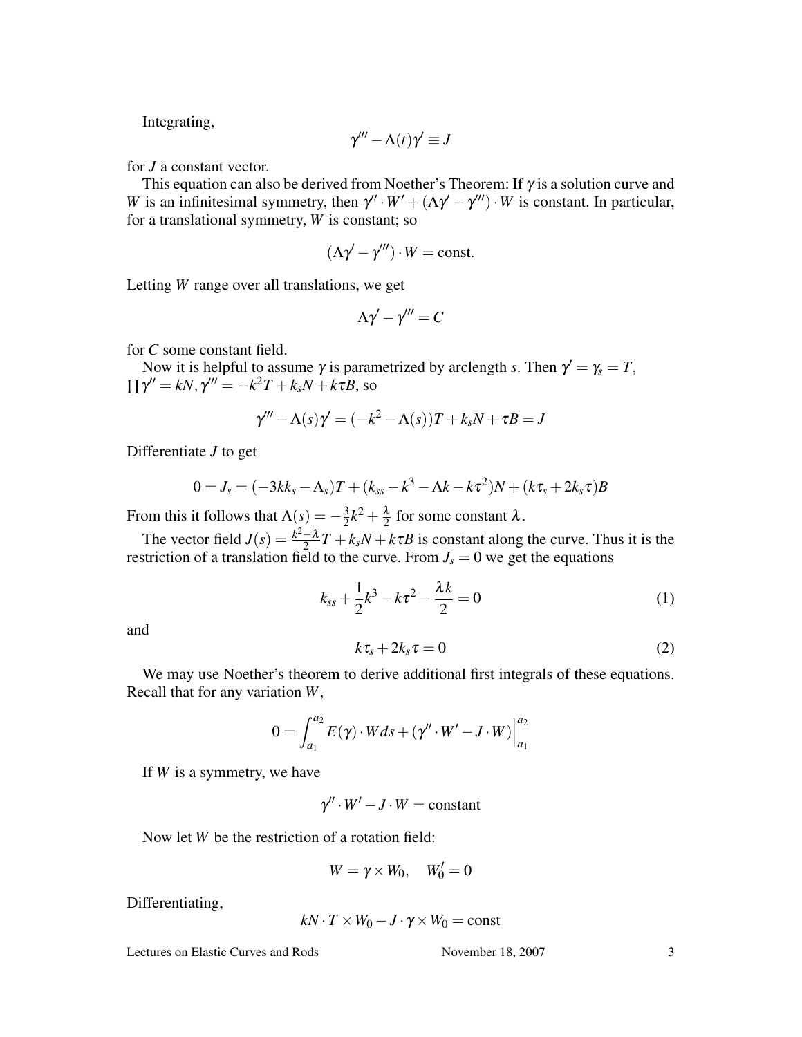Integrating,

$$\gamma''' - \Lambda(t)\gamma' \equiv J$$

for $J$ a constant vector.

This equation can also be derived from Noether's Theorem: If $\gamma$ is a solution curve and $W$ is an infinitesimal symmetry, then $\gamma'' \cdot W' + (\Lambda\gamma' - \gamma''') \cdot W$ is constant. In particular, for a translational symmetry, $W$ is constant; so

$$(\Lambda\gamma' - \gamma''') \cdot W = \text{const.}$$

Letting $W$ range over all translations, we get

$$\Lambda\gamma' - \gamma''' = C$$

for $C$ some constant field.

Now it is helpful to assume $\gamma$ is parametrized by arclength $s$. Then $\gamma' = \gamma_s = T$, $\prod \gamma'' = kN, \gamma''' = -k^2 T + k_s N + k\tau B$, so

$$\gamma''' - \Lambda(s)\gamma' = (-k^2 - \Lambda(s))T + k_s N + \tau B = J$$

Differentiate $J$ to get

$$0 = J_s = (-3kk_s - \Lambda_s)T + (k_{ss} - k^3 - \Lambda k - k\tau^2)N + (k\tau_s + 2k_s\tau)B$$

From this it follows that $\Lambda(s) = -\frac{3}{2}k^2 + \frac{\lambda}{2}$ for some constant $\lambda$.

The vector field $J(s) = \frac{k^2 - \lambda}{2}T + k_s N + k\tau B$ is constant along the curve. Thus it is the restriction of a translation field to the curve. From $J_s = 0$ we get the equations

$$k_{ss} + \frac{1}{2}k^3 - k\tau^2 - \frac{\lambda k}{2} = 0 \tag{1}$$

and

$$k\tau_s + 2k_s\tau = 0 \tag{2}$$

We may use Noether's theorem to derive additional first integrals of these equations. Recall that for any variation $W$,

$$0 = \int_{a_1}^{a_2} E(\gamma) \cdot W ds + (\gamma'' \cdot W' - J \cdot W)\Big|_{a_1}^{a_2}$$

If $W$ is a symmetry, we have

$$\gamma'' \cdot W' - J \cdot W = \text{constant}$$

Now let $W$ be the restriction of a rotation field:

$$W = \gamma \times W_0, \quad W_0' = 0$$

Differentiating,

$$kN \cdot T \times W_0 - J \cdot \gamma \times W_0 = \text{const}$$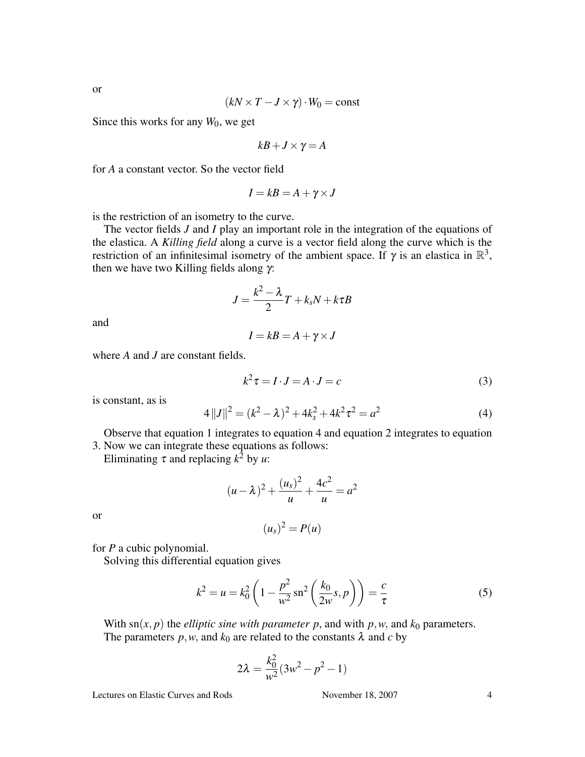or

$$(kN \times T - J \times \gamma) \cdot W_0 = \text{const}$$

Since this works for any $W_0$, we get

$$kB + J \times \gamma = A$$

for $A$ a constant vector. So the vector field

$$I = kB = A + \gamma \times J$$

is the restriction of an isometry to the curve.

The vector fields $J$ and $I$ play an important role in the integration of the equations of the elastica. A *Killing field* along a curve is a vector field along the curve which is the restriction of an infinitesimal isometry of the ambient space. If $\gamma$ is an elastica in $\mathbb{R}^3$, then we have two Killing fields along $\gamma$:

$$J = \frac{k^2 - \lambda}{2} T + k_s N + k\tau B$$

and

$$I = kB = A + \gamma \times J$$

where $A$ and $J$ are constant fields.

$$k^2 \tau = I \cdot J = A \cdot J = c \tag{3}$$

is constant, as is

$$4\|J\|^2 = (k^2 - \lambda)^2 + 4k_s^2 + 4k^2\tau^2 = a^2 \tag{4}$$

Observe that equation 1 integrates to equation 4 and equation 2 integrates to equation 3. Now we can integrate these equations as follows:

Eliminating $\tau$ and replacing $k^2$ by $u$:

$$(u - \lambda)^2 + \frac{(u_s)^2}{u} + \frac{4c^2}{u} = a^2$$

or

$$(u_s)^2 = P(u)$$

for $P$ a cubic polynomial.

Solving this differential equation gives

$$k^2 = u = k_0^2 \left(1 - \frac{p^2}{w^2} \operatorname{sn}^2\left(\frac{k_0}{2w}s, p\right)\right) = \frac{c}{\tau} \tag{5}$$

With $\operatorname{sn}(x, p)$ the *elliptic sine with parameter p*, and with $p, w$, and $k_0$ parameters. The parameters $p, w$, and $k_0$ are related to the constants $\lambda$ and $c$ by

$$2\lambda = \frac{k_0^2}{w^2}(3w^2 - p^2 - 1)$$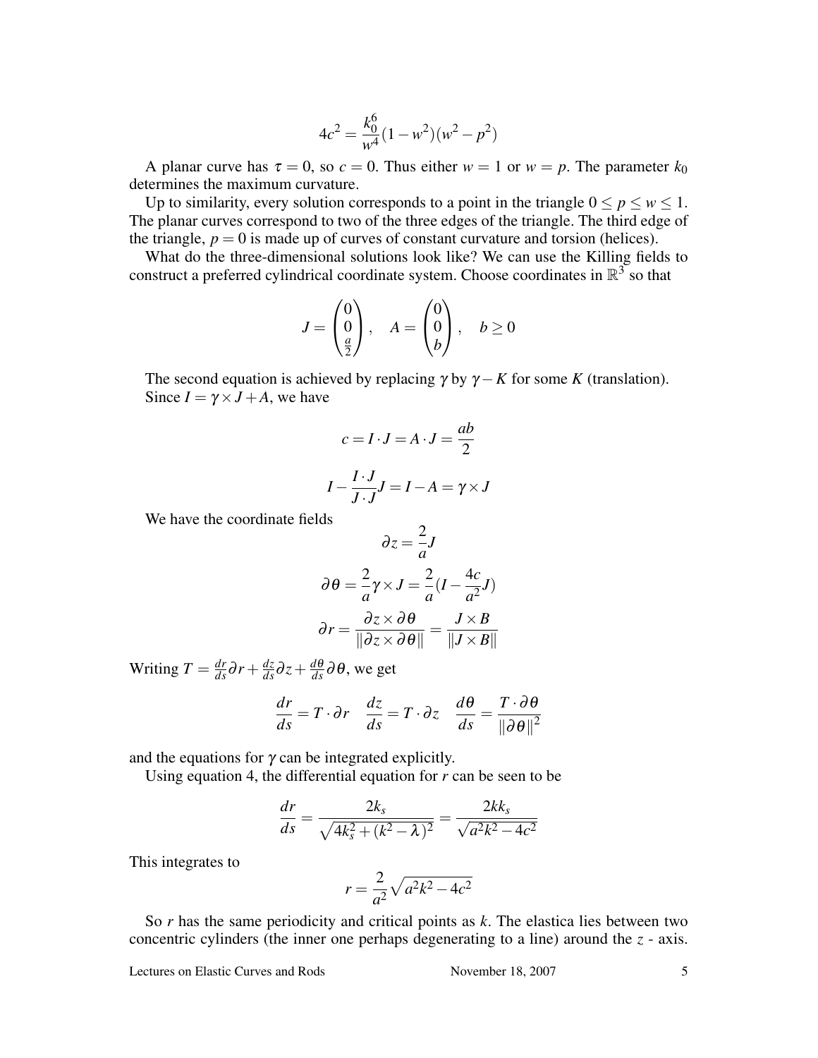$$4c^2 = \frac{k_0^6}{w^4}(1-w^2)(w^2-p^2)$$

A planar curve has $\tau = 0$, so $c = 0$. Thus either $w = 1$ or $w = p$. The parameter $k_0$ determines the maximum curvature.

Up to similarity, every solution corresponds to a point in the triangle $0 \leq p \leq w \leq 1$. The planar curves correspond to two of the three edges of the triangle. The third edge of the triangle, $p = 0$ is made up of curves of constant curvature and torsion (helices).

What do the three-dimensional solutions look like? We can use the Killing fields to construct a preferred cylindrical coordinate system. Choose coordinates in $\mathbb{R}^3$ so that

$$J = \begin{pmatrix} 0 \\ 0 \\ \frac{a}{2} \end{pmatrix}, \quad A = \begin{pmatrix} 0 \\ 0 \\ b \end{pmatrix}, \quad b \geq 0$$

The second equation is achieved by replacing $\gamma$ by $\gamma - K$ for some $K$ (translation). Since $I = \gamma \times J + A$, we have

$$c = I \cdot J = A \cdot J = \frac{ab}{2}$$

$$I - \frac{I \cdot J}{J \cdot J} J = I - A = \gamma \times J$$

We have the coordinate fields

$$\partial z = \frac{2}{a} J$$

$$\partial \theta = \frac{2}{a} \gamma \times J = \frac{2}{a}(I - \frac{4c}{a^2} J)$$

$$\partial r = \frac{\partial z \times \partial \theta}{\|\partial z \times \partial \theta\|} = \frac{J \times B}{\|J \times B\|}$$

Writing $T = \frac{dr}{ds}\partial r + \frac{dz}{ds}\partial z + \frac{d\theta}{ds}\partial \theta$, we get

$$\frac{dr}{ds} = T \cdot \partial r \quad \frac{dz}{ds} = T \cdot \partial z \quad \frac{d\theta}{ds} = \frac{T \cdot \partial \theta}{\|\partial \theta\|^2}$$

and the equations for $\gamma$ can be integrated explicitly.

Using equation 4, the differential equation for $r$ can be seen to be

$$\frac{dr}{ds} = \frac{2k_s}{\sqrt{4k_s^2 + (k^2 - \lambda)^2}} = \frac{2kk_s}{\sqrt{a^2k^2 - 4c^2}}$$

This integrates to

$$r = \frac{2}{a^2}\sqrt{a^2k^2 - 4c^2}$$

So $r$ has the same periodicity and critical points as $k$. The elastica lies between two concentric cylinders (the inner one perhaps degenerating to a line) around the $z$ - axis.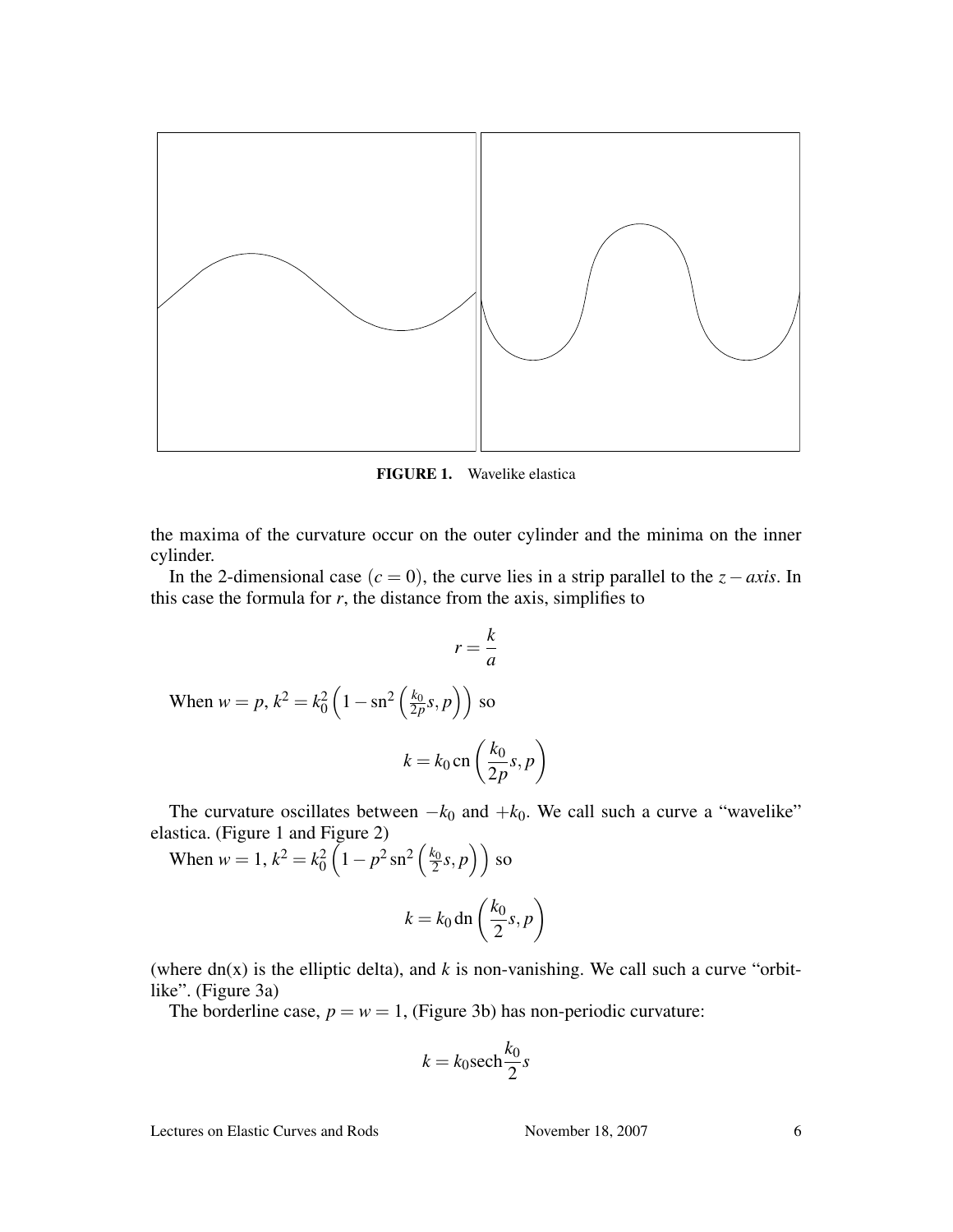**FIGURE 1.** Wavelike elastica

the maxima of the curvature occur on the outer cylinder and the minima on the inner cylinder.

In the 2-dimensional case ($c = 0$), the curve lies in a strip parallel to the $z-axis$. In this case the formula for $r$, the distance from the axis, simplifies to

$$r = \frac{k}{a}$$

When $w = p$, $k^2 = k_0^2 \left(1 - \text{sn}^2\left(\frac{k_0}{2p}s, p\right)\right)$ so

$$k = k_0 \, \text{cn}\left(\frac{k_0}{2p}s, p\right)$$

The curvature oscillates between $-k_0$ and $+k_0$. We call such a curve a "wavelike" elastica. (Figure 1 and Figure 2)

When $w = 1$, $k^2 = k_0^2 \left(1 - p^2 \,\text{sn}^2\left(\frac{k_0}{2}s, p\right)\right)$ so

$$k = k_0 \, \text{dn}\left(\frac{k_0}{2}s, p\right)$$

(where dn(x) is the elliptic delta), and $k$ is non-vanishing. We call such a curve "orbit-like". (Figure 3a)

The borderline case, $p = w = 1$, (Figure 3b) has non-periodic curvature:

$$k = k_0 \text{sech} \frac{k_0}{2} s$$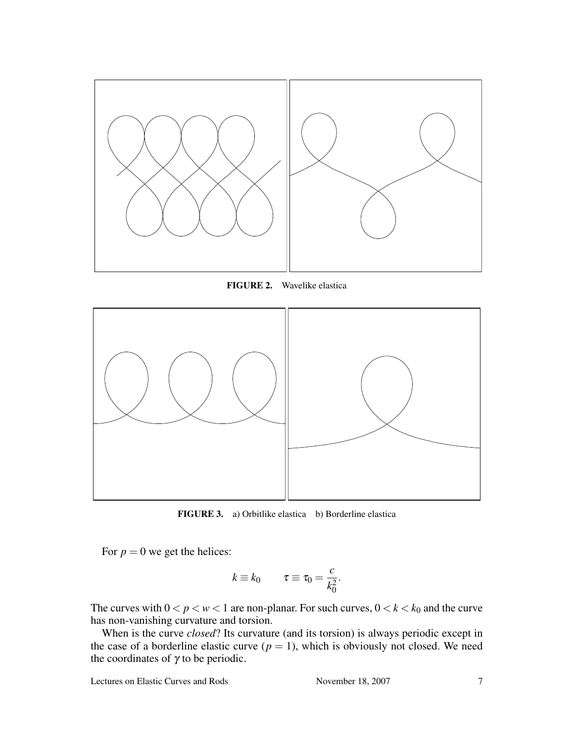**FIGURE 2.** Wavelike elastica

**FIGURE 3.** a) Orbitlike elastica b) Borderline elastica

For $p = 0$ we get the helices:

$$k \equiv k_0 \qquad \tau \equiv \tau_0 = \frac{c}{k_0^2}.$$

The curves with $0 < p < w < 1$ are non-planar. For such curves, $0 < k < k_0$ and the curve has non-vanishing curvature and torsion.

When is the curve *closed*? Its curvature (and its torsion) is always periodic except in the case of a borderline elastic curve ($p = 1$), which is obviously not closed. We need the coordinates of $\gamma$ to be periodic.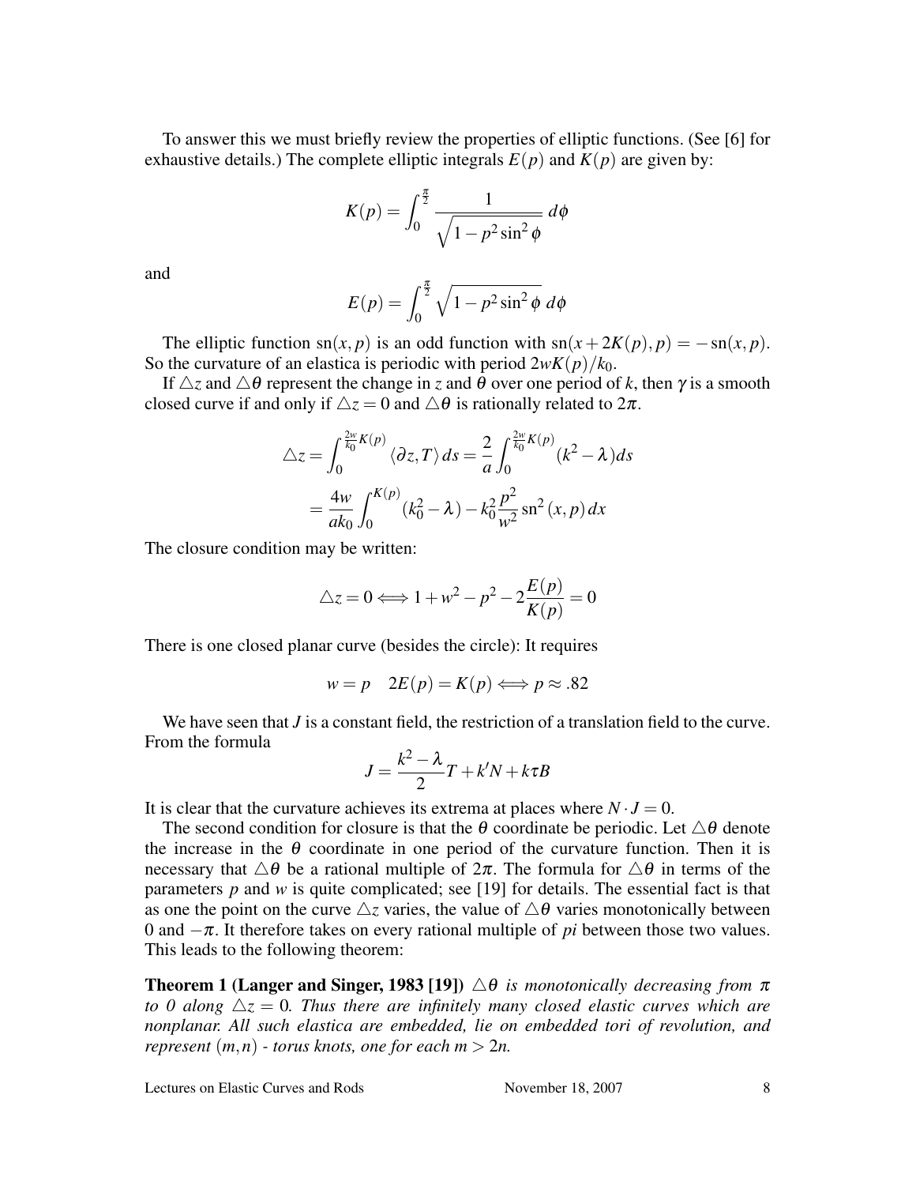To answer this we must briefly review the properties of elliptic functions. (See [6] for exhaustive details.) The complete elliptic integrals $E(p)$ and $K(p)$ are given by:

$$K(p) = \int_0^{\frac{\pi}{2}} \frac{1}{\sqrt{1 - p^2 \sin^2 \phi}} \, d\phi$$

and

$$E(p) = \int_0^{\frac{\pi}{2}} \sqrt{1 - p^2 \sin^2 \phi} \, d\phi$$

The elliptic function $\mathrm{sn}(x, p)$ is an odd function with $\mathrm{sn}(x + 2K(p), p) = -\mathrm{sn}(x, p)$. So the curvature of an elastica is periodic with period $2wK(p)/k_0$.

If $\triangle z$ and $\triangle \theta$ represent the change in $z$ and $\theta$ over one period of $k$, then $\gamma$ is a smooth closed curve if and only if $\triangle z = 0$ and $\triangle \theta$ is rationally related to $2\pi$.

$$\begin{aligned}
\triangle z &= \int_0^{\frac{2w}{k_0}K(p)} \langle \partial z, T \rangle \, ds = \frac{2}{a} \int_0^{\frac{2w}{k_0}K(p)} (k^2 - \lambda) ds \\
&= \frac{4w}{ak_0} \int_0^{K(p)} (k_0^2 - \lambda) - k_0^2 \frac{p^2}{w^2} \mathrm{sn}^2 (x, p) \, dx
\end{aligned}$$

The closure condition may be written:

$$\triangle z = 0 \Longleftrightarrow 1 + w^2 - p^2 - 2\frac{E(p)}{K(p)} = 0$$

There is one closed planar curve (besides the circle): It requires

$$w = p \quad 2E(p) = K(p) \Longleftrightarrow p \approx .82$$

We have seen that $J$ is a constant field, the restriction of a translation field to the curve. From the formula

$$J = \frac{k^2 - \lambda}{2} T + k' N + k\tau B$$

It is clear that the curvature achieves its extrema at places where $N \cdot J = 0$.

The second condition for closure is that the $\theta$ coordinate be periodic. Let $\triangle \theta$ denote the increase in the $\theta$ coordinate in one period of the curvature function. Then it is necessary that $\triangle \theta$ be a rational multiple of $2\pi$. The formula for $\triangle \theta$ in terms of the parameters $p$ and $w$ is quite complicated; see [19] for details. The essential fact is that as one the point on the curve $\triangle z$ varies, the value of $\triangle \theta$ varies monotonically between 0 and $-\pi$. It therefore takes on every rational multiple of *pi* between those two values. This leads to the following theorem:

**Theorem 1 (Langer and Singer, 1983 [19])** *$\triangle \theta$ is monotonically decreasing from $\pi$ to 0 along $\triangle z = 0$. Thus there are infinitely many closed elastic curves which are nonplanar. All such elastica are embedded, lie on embedded tori of revolution, and represent $(m, n)$ - torus knots, one for each $m > 2n$.*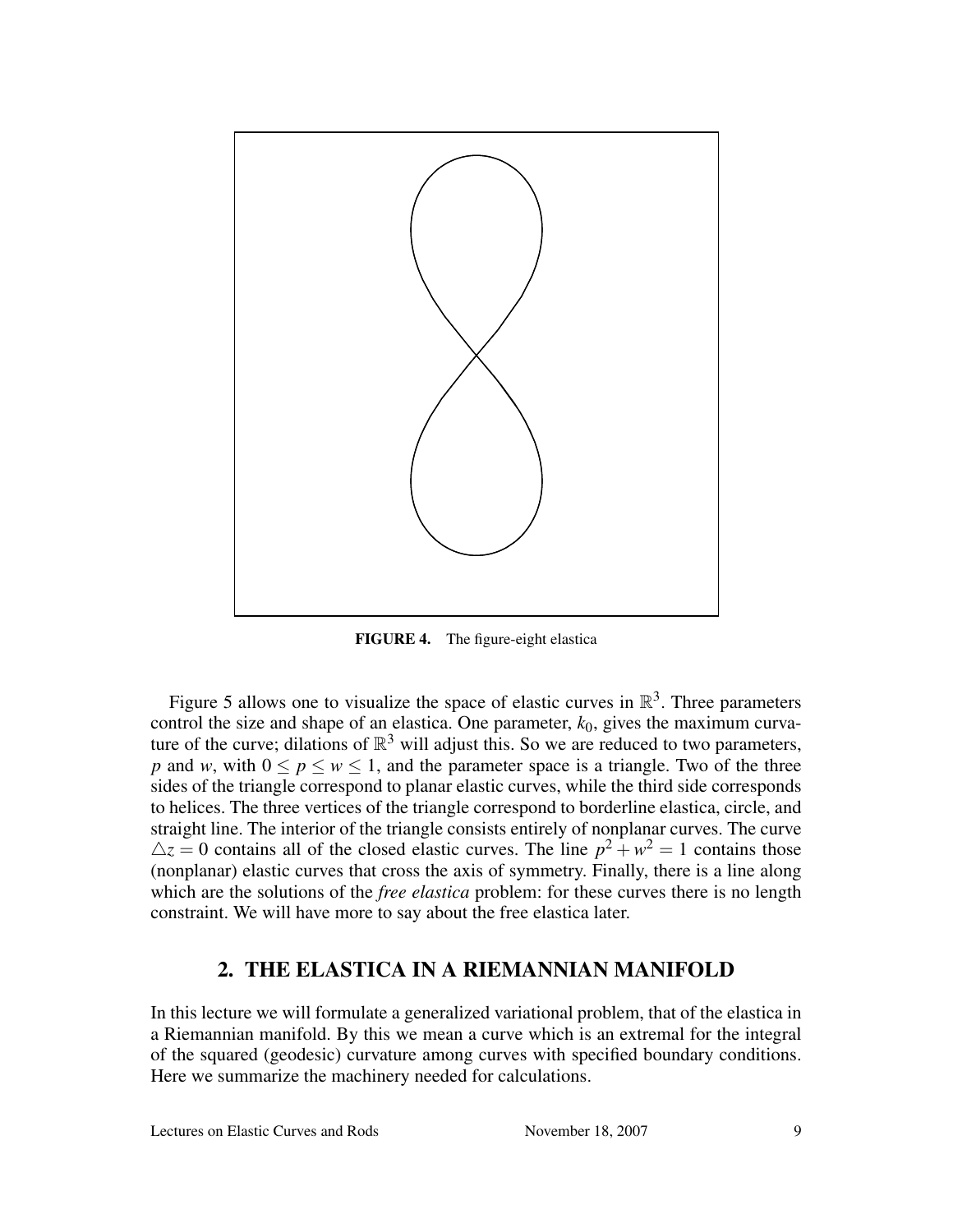**FIGURE 4.** The figure-eight elastica

Figure 5 allows one to visualize the space of elastic curves in $\mathbb{R}^3$. Three parameters control the size and shape of an elastica. One parameter, $k_0$, gives the maximum curvature of the curve; dilations of $\mathbb{R}^3$ will adjust this. So we are reduced to two parameters, $p$ and $w$, with $0 \leq p \leq w \leq 1$, and the parameter space is a triangle. Two of the three sides of the triangle correspond to planar elastic curves, while the third side corresponds to helices. The three vertices of the triangle correspond to borderline elastica, circle, and straight line. The interior of the triangle consists entirely of nonplanar curves. The curve $\triangle z = 0$ contains all of the closed elastic curves. The line $p^2 + w^2 = 1$ contains those (nonplanar) elastic curves that cross the axis of symmetry. Finally, there is a line along which are the solutions of the *free elastica* problem: for these curves there is no length constraint. We will have more to say about the free elastica later.

## 2. THE ELASTICA IN A RIEMANNIAN MANIFOLD

In this lecture we will formulate a generalized variational problem, that of the elastica in a Riemannian manifold. By this we mean a curve which is an extremal for the integral of the squared (geodesic) curvature among curves with specified boundary conditions. Here we summarize the machinery needed for calculations.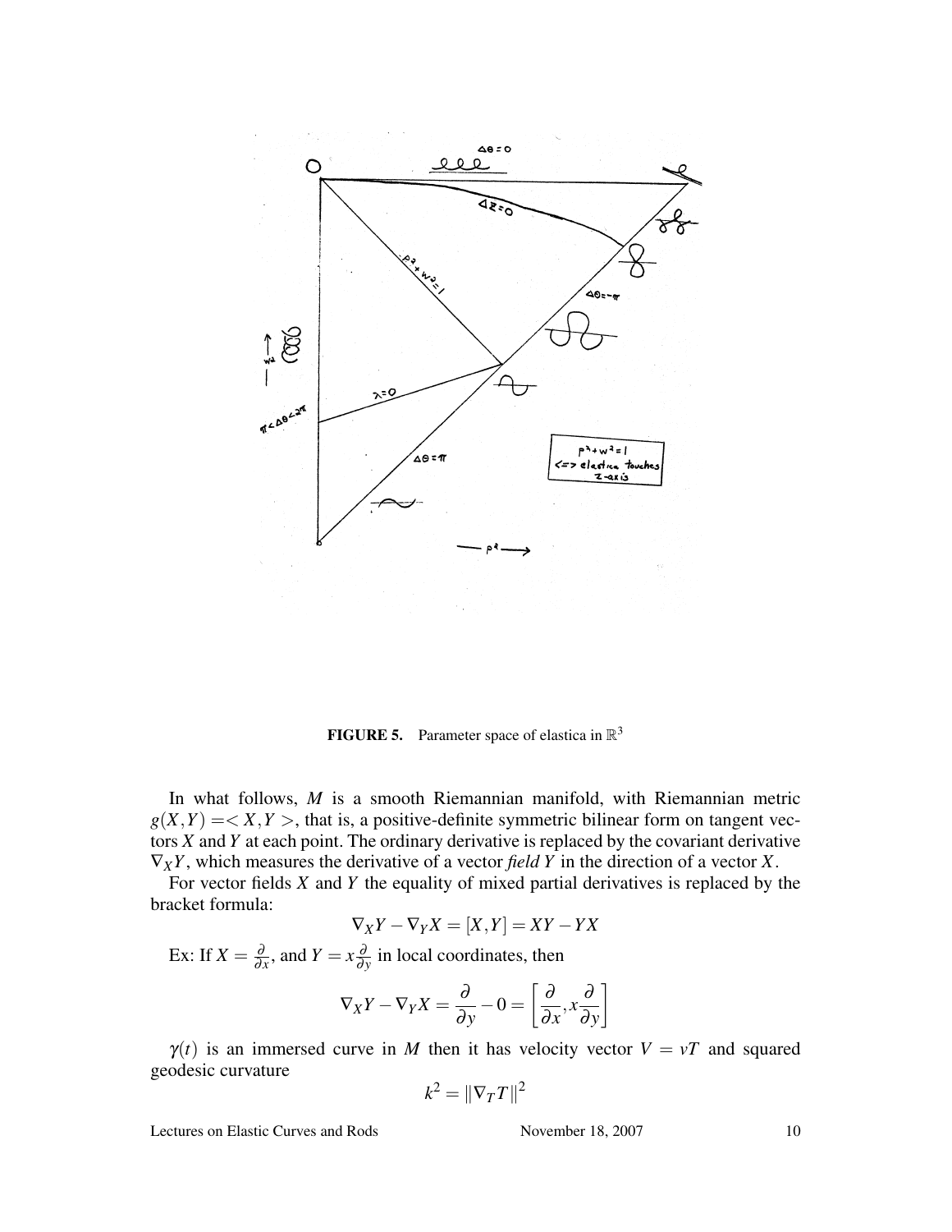**FIGURE 5.** Parameter space of elastica in $\mathbb{R}^3$

In what follows, $M$ is a smooth Riemannian manifold, with Riemannian metric $g(X,Y) = < X, Y >$, that is, a positive-definite symmetric bilinear form on tangent vectors $X$ and $Y$ at each point. The ordinary derivative is replaced by the covariant derivative $\nabla_X Y$, which measures the derivative of a vector *field* $Y$ in the direction of a vector $X$.

For vector fields $X$ and $Y$ the equality of mixed partial derivatives is replaced by the bracket formula:

$$\nabla_X Y - \nabla_Y X = [X,Y] = XY - YX$$

Ex: If $X = \frac{\partial}{\partial x}$, and $Y = x\frac{\partial}{\partial y}$ in local coordinates, then

$$\nabla_X Y - \nabla_Y X = \frac{\partial}{\partial y} - 0 = \left[\frac{\partial}{\partial x}, x\frac{\partial}{\partial y}\right]$$

$\gamma(t)$ is an immersed curve in $M$ then it has velocity vector $V = vT$ and squared geodesic curvature

$$k^2 = \|\nabla_T T\|^2$$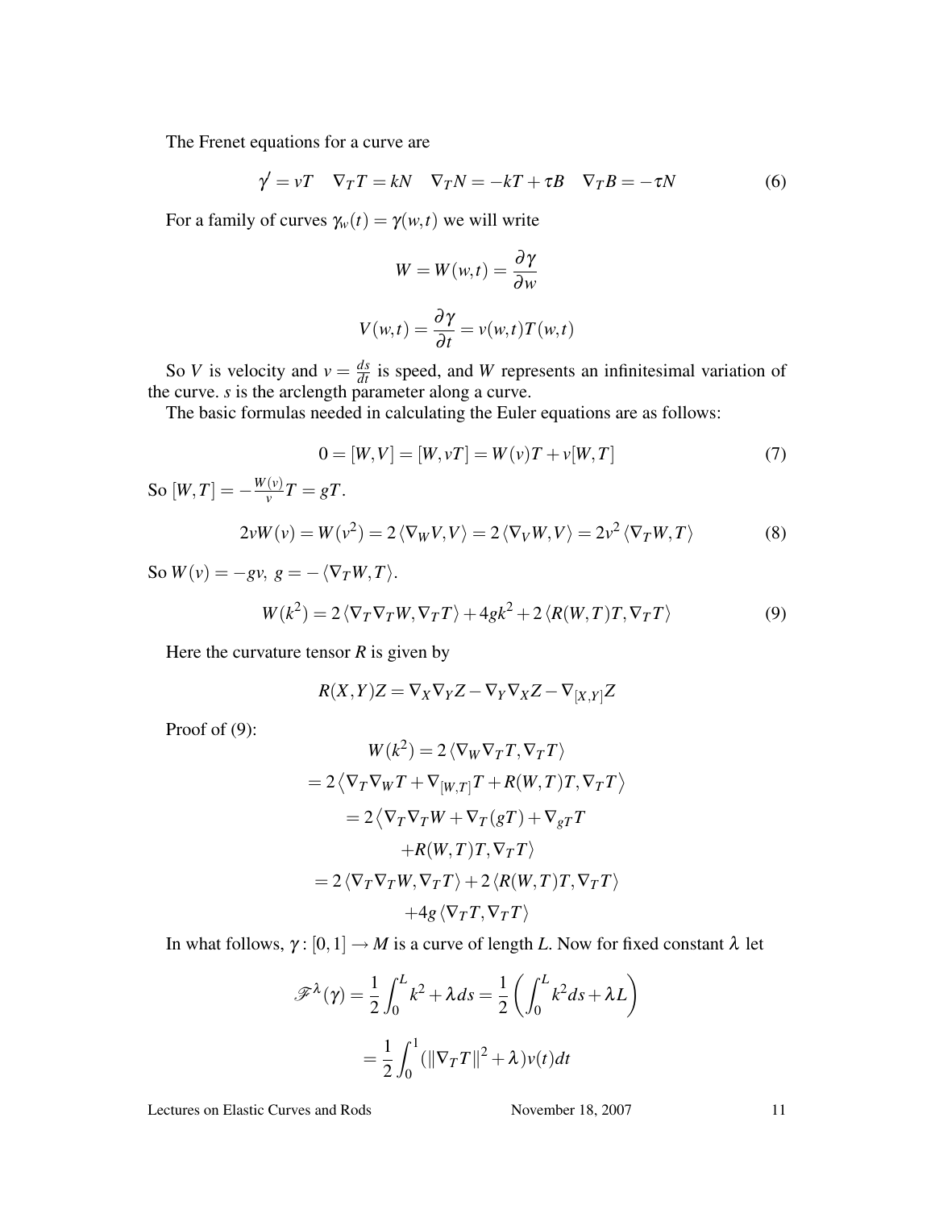The Frenet equations for a curve are

$$\gamma' = vT \quad \nabla_T T = kN \quad \nabla_T N = -kT + \tau B \quad \nabla_T B = -\tau N \tag{6}$$

For a family of curves $\gamma_w(t) = \gamma(w,t)$ we will write

$$W = W(w,t) = \frac{\partial \gamma}{\partial w}$$

$$V(w,t) = \frac{\partial \gamma}{\partial t} = v(w,t)T(w,t)$$

So $V$ is velocity and $v = \frac{ds}{dt}$ is speed, and $W$ represents an infinitesimal variation of the curve. $s$ is the arclength parameter along a curve.

The basic formulas needed in calculating the Euler equations are as follows:

$$0 = [W,V] = [W,vT] = W(v)T + v[W,T] \tag{7}$$

So $[W,T] = -\frac{W(v)}{v}T = gT$.

$$2vW(v) = W(v^2) = 2\langle \nabla_W V, V \rangle = 2\langle \nabla_V W, V \rangle = 2v^2 \langle \nabla_T W, T \rangle \tag{8}$$

So $W(v) = -gv,\ g = -\langle \nabla_T W, T \rangle$.

$$W(k^2) = 2\langle \nabla_T \nabla_T W, \nabla_T T \rangle + 4gk^2 + 2\langle R(W,T)T, \nabla_T T \rangle \tag{9}$$

Here the curvature tensor $R$ is given by

$$R(X,Y)Z = \nabla_X \nabla_Y Z - \nabla_Y \nabla_X Z - \nabla_{[X,Y]} Z$$

Proof of (9):

$$\begin{aligned}
W(k^2) &= 2\langle \nabla_W \nabla_T T, \nabla_T T \rangle \\
&= 2\left\langle \nabla_T \nabla_W T + \nabla_{[W,T]} T + R(W,T)T, \nabla_T T \right\rangle \\
&= 2\left\langle \nabla_T \nabla_T W + \nabla_T (gT) + \nabla_{gT} T \right. \\
&\quad \left. + R(W,T)T, \nabla_T T \right\rangle \\
&= 2\langle \nabla_T \nabla_T W, \nabla_T T \rangle + 2\langle R(W,T)T, \nabla_T T \rangle \\
&\quad + 4g\langle \nabla_T T, \nabla_T T \rangle
\end{aligned}$$

In what follows, $\gamma : [0,1] \to M$ is a curve of length $L$. Now for fixed constant $\lambda$ let

$$\mathscr{F}^\lambda(\gamma) = \frac{1}{2}\int_0^L k^2 + \lambda\, ds = \frac{1}{2}\left(\int_0^L k^2 ds + \lambda L\right)$$

$$= \frac{1}{2}\int_0^1 (\|\nabla_T T\|^2 + \lambda) v(t) dt$$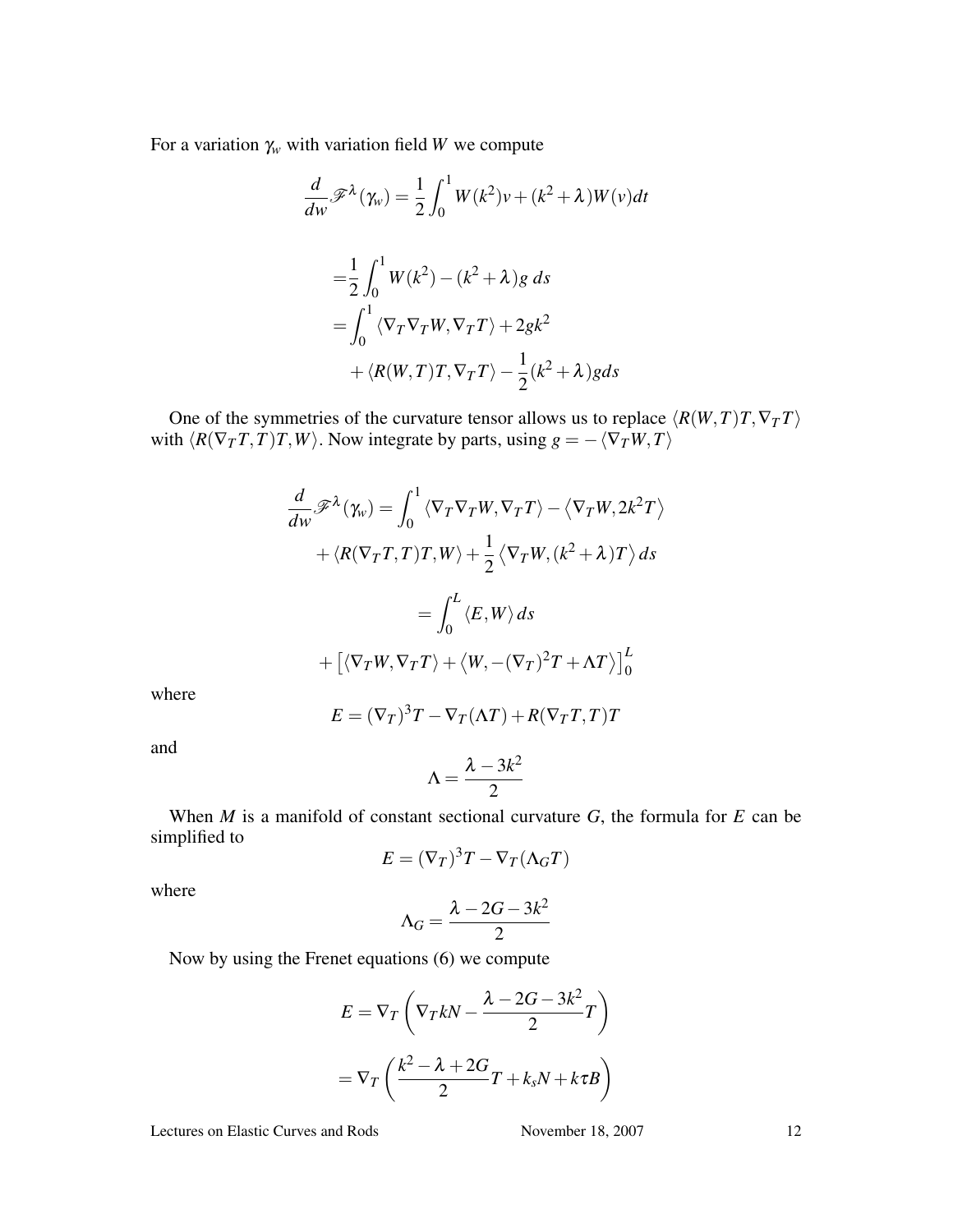For a variation $\gamma_w$ with variation field $W$ we compute

$$\frac{d}{dw}\mathscr{F}^{\lambda}(\gamma_w) = \frac{1}{2}\int_0^1 W(k^2)v + (k^2+\lambda)W(v)dt$$

$$\begin{aligned}
&= \frac{1}{2}\int_0^1 W(k^2) - (k^2+\lambda)g \; ds \\
&= \int_0^1 \langle \nabla_T \nabla_T W, \nabla_T T\rangle + 2gk^2 \\
&\quad + \langle R(W,T)T, \nabla_T T\rangle - \frac{1}{2}(k^2+\lambda)g ds
\end{aligned}$$

One of the symmetries of the curvature tensor allows us to replace $\langle R(W,T)T, \nabla_T T\rangle$ with $\langle R(\nabla_T T, T)T, W\rangle$. Now integrate by parts, using $g = -\langle \nabla_T W, T\rangle$

$$\begin{aligned}
\frac{d}{dw}\mathscr{F}^{\lambda}(\gamma_w) &= \int_0^1 \langle \nabla_T \nabla_T W, \nabla_T T\rangle - \left\langle \nabla_T W, 2k^2 T\right\rangle \\
&\quad + \langle R(\nabla_T T, T)T, W\rangle + \frac{1}{2}\left\langle \nabla_T W, (k^2+\lambda)T\right\rangle ds \\
&= \int_0^L \langle E, W\rangle \, ds \\
&\quad + \left[\langle \nabla_T W, \nabla_T T\rangle + \left\langle W, -(\nabla_T)^2 T + \Lambda T\right\rangle\right]_0^L
\end{aligned}$$

where

$$E = (\nabla_T)^3 T - \nabla_T(\Lambda T) + R(\nabla_T T, T)T$$

and

$$\Lambda = \frac{\lambda - 3k^2}{2}$$

When $M$ is a manifold of constant sectional curvature $G$, the formula for $E$ can be simplified to

$$E = (\nabla_T)^3 T - \nabla_T(\Lambda_G T)$$

where

$$\Lambda_G = \frac{\lambda - 2G - 3k^2}{2}$$

Now by using the Frenet equations (6) we compute

$$\begin{aligned}
E &= \nabla_T\left(\nabla_T kN - \frac{\lambda - 2G - 3k^2}{2}T\right) \\
&= \nabla_T\left(\frac{k^2 - \lambda + 2G}{2}T + k_s N + k\tau B\right)
\end{aligned}$$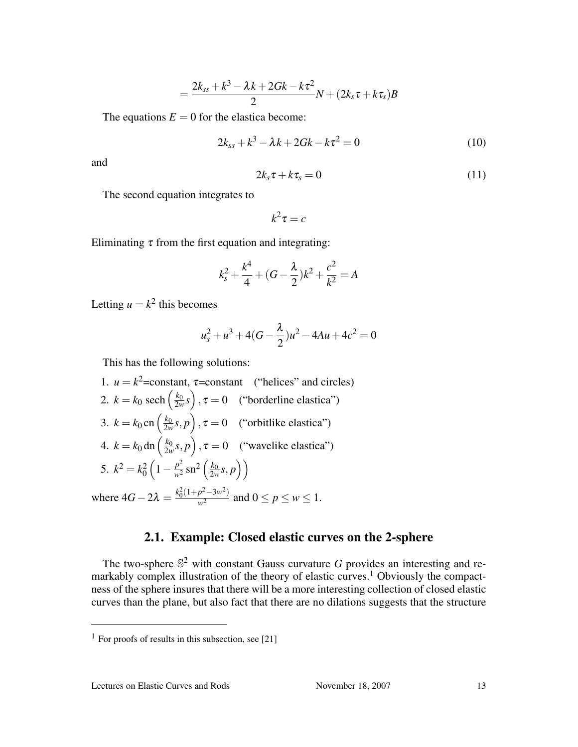$$= \frac{2k_{ss} + k^3 - \lambda k + 2Gk - k\tau^2}{2} N + (2k_s\tau + k\tau_s)B$$

The equations $E = 0$ for the elastica become:

$$2k_{ss} + k^3 - \lambda k + 2Gk - k\tau^2 = 0 \tag{10}$$

and

$$2k_s\tau + k\tau_s = 0 \tag{11}$$

The second equation integrates to

$$k^2\tau = c$$

Eliminating $\tau$ from the first equation and integrating:

$$k_s^2 + \frac{k^4}{4} + (G - \frac{\lambda}{2})k^2 + \frac{c^2}{k^2} = A$$

Letting $u = k^2$ this becomes

$$u_s^2 + u^3 + 4(G - \frac{\lambda}{2})u^2 - 4Au + 4c^2 = 0$$

This has the following solutions:

1. $u = k^2$=constant, $\tau$=constant ("helices" and circles)
2. $k = k_0 \operatorname{sech}\left(\frac{k_0}{2w}s\right), \tau = 0$ ("borderline elastica")
3. $k = k_0 \operatorname{cn}\left(\frac{k_0}{2w}s, p\right), \tau = 0$ ("orbitlike elastica")
4. $k = k_0 \operatorname{dn}\left(\frac{k_0}{2w}s, p\right), \tau = 0$ ("wavelike elastica")
5. $k^2 = k_0^2\left(1 - \frac{p^2}{w^2}\operatorname{sn}^2\left(\frac{k_0}{2w}s, p\right)\right)$

where $4G - 2\lambda = \frac{k_0^2(1+p^2-3w^2)}{w^2}$ and $0 \leq p \leq w \leq 1$.

### 2.1. Example: Closed elastic curves on the 2-sphere

The two-sphere $\mathbb{S}^2$ with constant Gauss curvature $G$ provides an interesting and remarkably complex illustration of the theory of elastic curves.[1] Obviously the compactness of the sphere insures that there will be a more interesting collection of closed elastic curves than the plane, but also fact that there are no dilations suggests that the structure

[1] For proofs of results in this subsection, see [21]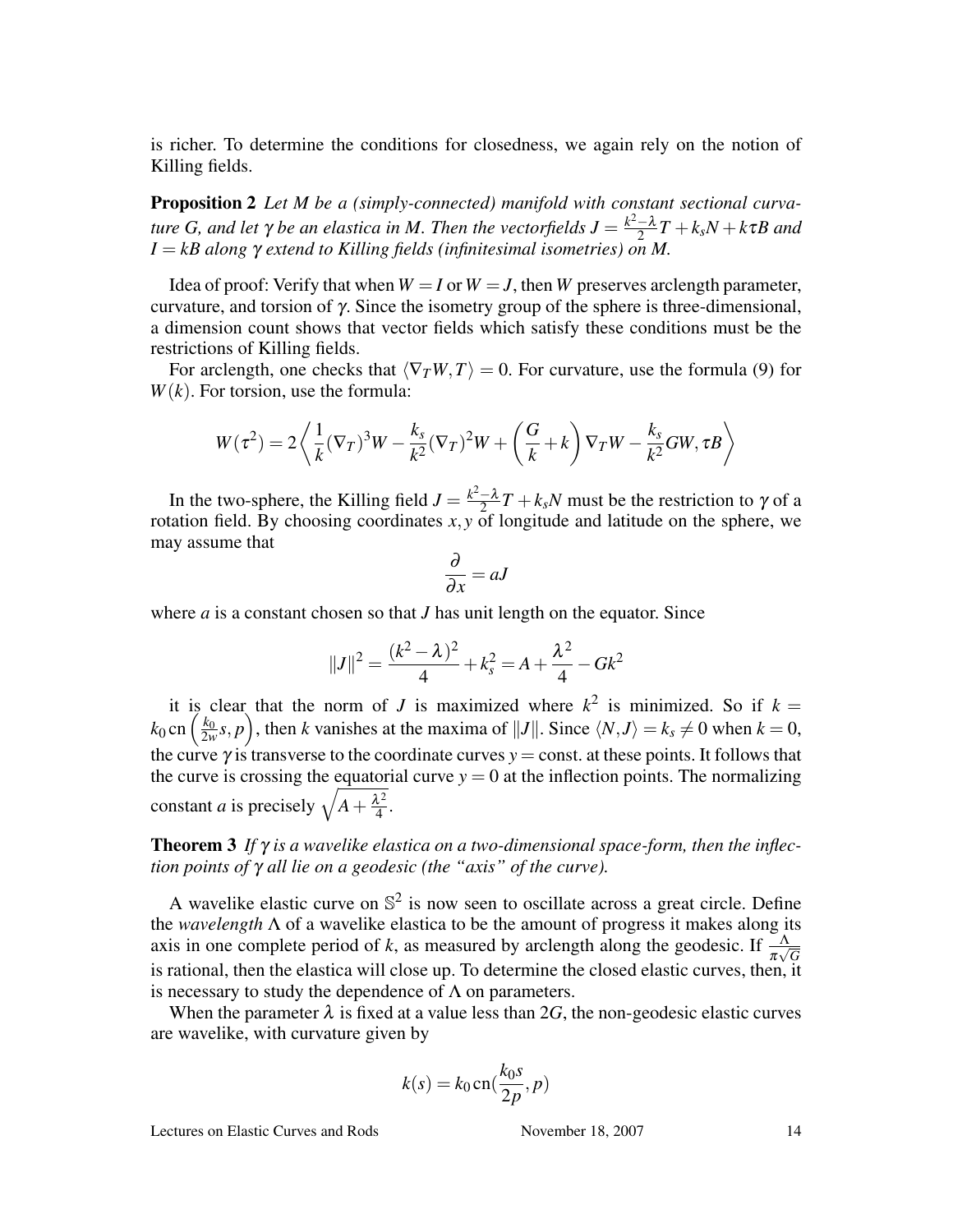is richer. To determine the conditions for closedness, we again rely on the notion of Killing fields.

**Proposition 2** *Let $M$ be a (simply-connected) manifold with constant sectional curvature $G$, and let $\gamma$ be an elastica in $M$. Then the vectorfields $J = \frac{k^2-\lambda}{2}T + k_s N + k\tau B$ and $I = kB$ along $\gamma$ extend to Killing fields (infinitesimal isometries) on $M$.*

Idea of proof: Verify that when $W = I$ or $W = J$, then $W$ preserves arclength parameter, curvature, and torsion of $\gamma$. Since the isometry group of the sphere is three-dimensional, a dimension count shows that vector fields which satisfy these conditions must be the restrictions of Killing fields.

For arclength, one checks that $\langle \nabla_T W, T\rangle = 0$. For curvature, use the formula (9) for $W(k)$. For torsion, use the formula:

$$W(\tau^2) = 2\left\langle \frac{1}{k}(\nabla_T)^3 W - \frac{k_s}{k^2}(\nabla_T)^2 W + \left(\frac{G}{k} + k\right)\nabla_T W - \frac{k_s}{k^2} G W, \tau B \right\rangle$$

In the two-sphere, the Killing field $J = \frac{k^2-\lambda}{2}T + k_s N$ must be the restriction to $\gamma$ of a rotation field. By choosing coordinates $x, y$ of longitude and latitude on the sphere, we may assume that

$$\frac{\partial}{\partial x} = aJ$$

where $a$ is a constant chosen so that $J$ has unit length on the equator. Since

$$\|J\|^2 = \frac{(k^2-\lambda)^2}{4} + k_s^2 = A + \frac{\lambda^2}{4} - Gk^2$$

it is clear that the norm of $J$ is maximized where $k^2$ is minimized. So if $k = k_0 \operatorname{cn}\left(\frac{k_0}{2w}s, p\right)$, then $k$ vanishes at the maxima of $\|J\|$. Since $\langle N, J\rangle = k_s \neq 0$ when $k = 0$, the curve $\gamma$ is transverse to the coordinate curves $y = \text{const.}$ at these points. It follows that the curve is crossing the equatorial curve $y = 0$ at the inflection points. The normalizing constant $a$ is precisely $\sqrt{A + \frac{\lambda^2}{4}}$.

**Theorem 3** *If $\gamma$ is a wavelike elastica on a two-dimensional space-form, then the inflection points of $\gamma$ all lie on a geodesic (the "axis" of the curve).*

A wavelike elastic curve on $\mathbb{S}^2$ is now seen to oscillate across a great circle. Define the *wavelength* $\Lambda$ of a wavelike elastica to be the amount of progress it makes along its axis in one complete period of $k$, as measured by arclength along the geodesic. If $\frac{\Lambda}{\pi\sqrt{G}}$ is rational, then the elastica will close up. To determine the closed elastic curves, then, it is necessary to study the dependence of $\Lambda$ on parameters.

When the parameter $\lambda$ is fixed at a value less than $2G$, the non-geodesic elastic curves are wavelike, with curvature given by

$$k(s) = k_0 \operatorname{cn}\left(\frac{k_0 s}{2p}, p\right)$$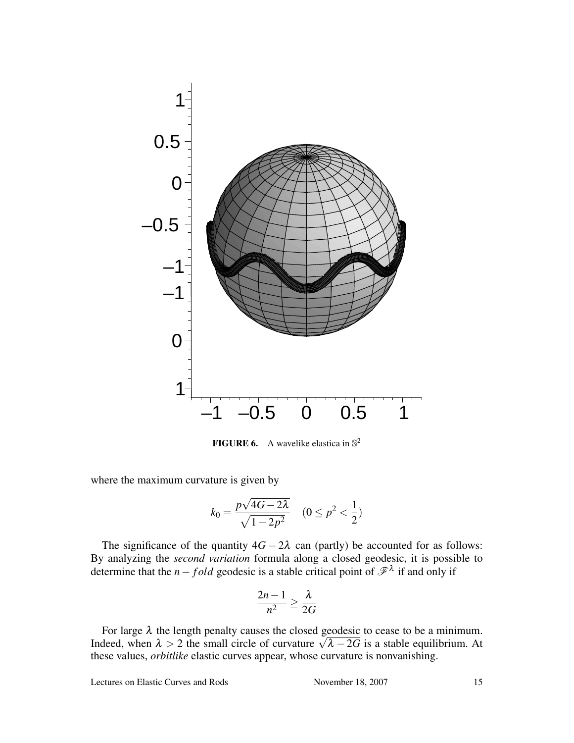**FIGURE 6.** A wavelike elastica in $\mathbb{S}^2$

where the maximum curvature is given by

$$k_0 = \frac{p\sqrt{4G - 2\lambda}}{\sqrt{1 - 2p^2}} \quad (0 \leq p^2 < \frac{1}{2})$$

The significance of the quantity $4G - 2\lambda$ can (partly) be accounted for as follows: By analyzing the *second variation* formula along a closed geodesic, it is possible to determine that the $n - fold$ geodesic is a stable critical point of $\mathscr{F}^\lambda$ if and only if

$$\frac{2n-1}{n^2} \geq \frac{\lambda}{2G}$$

For large $\lambda$ the length penalty causes the closed geodesic to cease to be a minimum. Indeed, when $\lambda > 2$ the small circle of curvature $\sqrt{\lambda - 2G}$ is a stable equilibrium. At these values, *orbitlike* elastic curves appear, whose curvature is nonvanishing.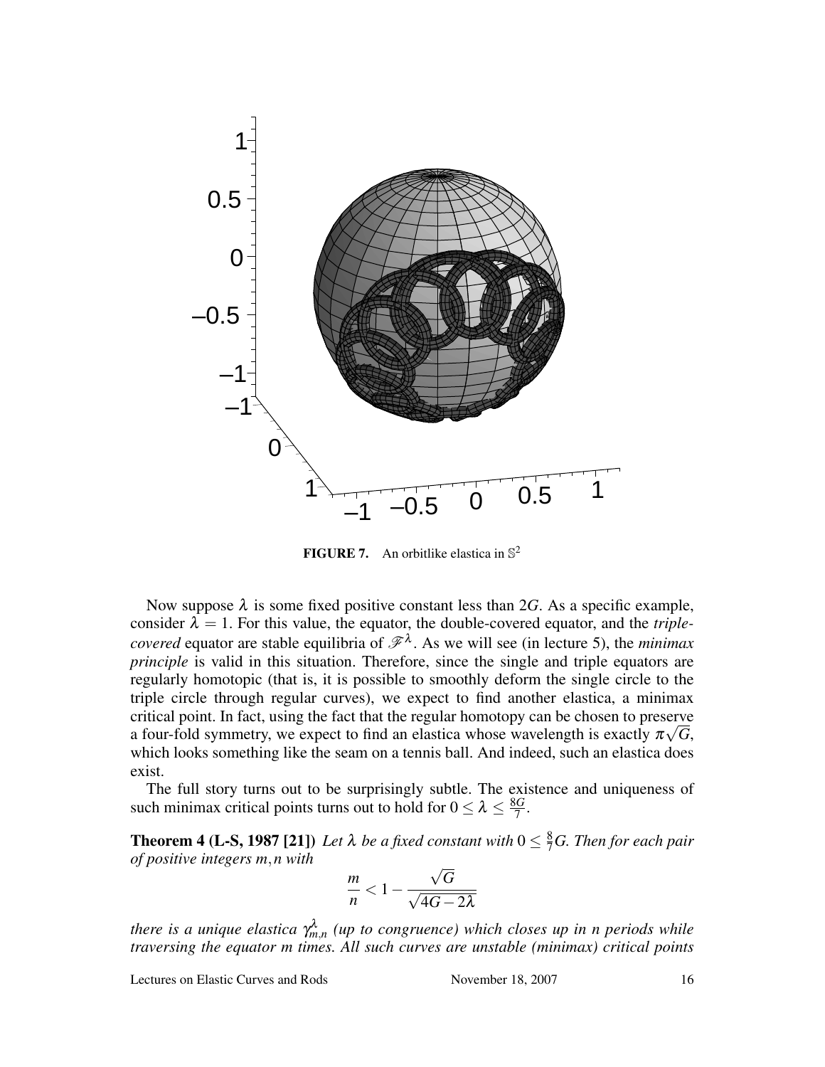**FIGURE 7.** An orbitlike elastica in $\mathbb{S}^2$

Now suppose $\lambda$ is some fixed positive constant less than $2G$. As a specific example, consider $\lambda = 1$. For this value, the equator, the double-covered equator, and the *triple-covered* equator are stable equilibria of $\mathscr{F}^\lambda$. As we will see (in lecture 5), the *minimax principle* is valid in this situation. Therefore, since the single and triple equators are regularly homotopic (that is, it is possible to smoothly deform the single circle to the triple circle through regular curves), we expect to find another elastica, a minimax critical point. In fact, using the fact that the regular homotopy can be chosen to preserve a four-fold symmetry, we expect to find an elastica whose wavelength is exactly $\pi\sqrt{G}$, which looks something like the seam on a tennis ball. And indeed, such an elastica does exist.

The full story turns out to be surprisingly subtle. The existence and uniqueness of such minimax critical points turns out to hold for $0 \leq \lambda \leq \frac{8G}{7}$.

**Theorem 4 (L-S, 1987 [21])** *Let $\lambda$ be a fixed constant with $0 \leq \frac{8}{7}G$. Then for each pair of positive integers $m, n$ with*

$$\frac{m}{n} < 1 - \frac{\sqrt{G}}{\sqrt{4G - 2\lambda}}$$

*there is a unique elastica $\gamma^\lambda_{m,n}$ (up to congruence) which closes up in n periods while traversing the equator m times. All such curves are unstable (minimax) critical points*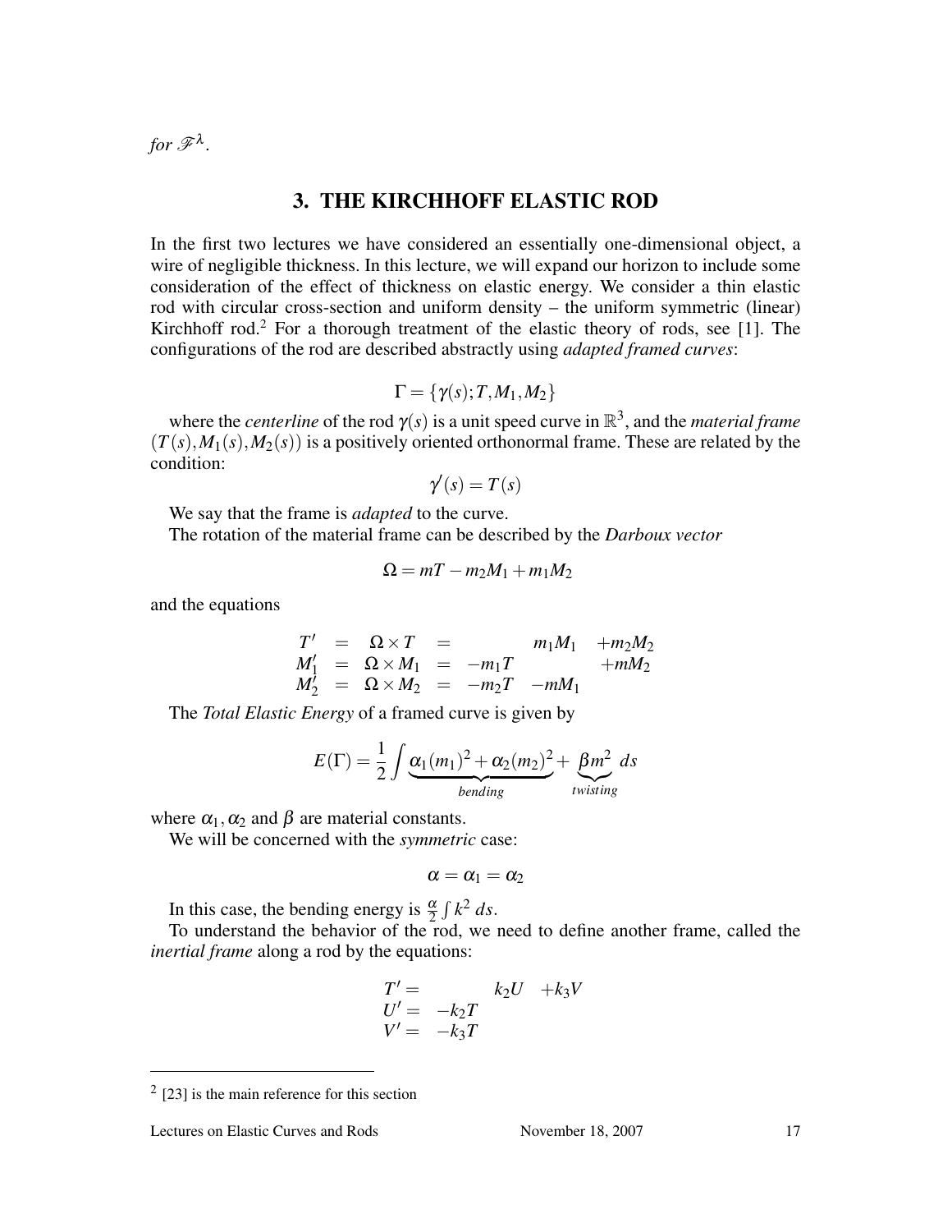*for $\mathscr{F}^\lambda$.*

## 3. THE KIRCHHOFF ELASTIC ROD

In the first two lectures we have considered an essentially one-dimensional object, a wire of negligible thickness. In this lecture, we will expand our horizon to include some consideration of the effect of thickness on elastic energy. We consider a thin elastic rod with circular cross-section and uniform density – the uniform symmetric (linear) Kirchhoff rod.[2] For a thorough treatment of the elastic theory of rods, see [1]. The configurations of the rod are described abstractly using *adapted framed curves*:

$$\Gamma = \{\gamma(s); T, M_1, M_2\}$$

where the *centerline* of the rod $\gamma(s)$ is a unit speed curve in $\mathbb{R}^3$, and the *material frame* $(T(s), M_1(s), M_2(s))$ is a positively oriented orthonormal frame. These are related by the condition:

$$\gamma'(s) = T(s)$$

We say that the frame is *adapted* to the curve.

The rotation of the material frame can be described by the *Darboux vector*

$$\Omega = mT - m_2 M_1 + m_1 M_2$$

and the equations

$$\begin{array}{rcccrrr} T' & = & \Omega \times T & = & & m_1 M_1 & + m_2 M_2 \\ M_1' & = & \Omega \times M_1 & = & -m_1 T & & + m M_2 \\ M_2' & = & \Omega \times M_2 & = & -m_2 T & - m M_1 & \end{array}$$

The *Total Elastic Energy* of a framed curve is given by

$$E(\Gamma) = \frac{1}{2} \int \underbrace{\alpha_1 (m_1)^2 + \alpha_2 (m_2)^2}_{bending} + \underbrace{\beta m^2}_{twisting} \, ds$$

where $\alpha_1, \alpha_2$ and $\beta$ are material constants.

We will be concerned with the *symmetric* case:

$$\alpha = \alpha_1 = \alpha_2$$

In this case, the bending energy is $\frac{\alpha}{2} \int k^2 \, ds$.

To understand the behavior of the rod, we need to define another frame, called the *inertial frame* along a rod by the equations:

$$\begin{array}{rrr} T' = & & k_2 U \quad + k_3 V \\ U' = & -k_2 T & \\ V' = & -k_3 T & \end{array}$$

[2] [23] is the main reference for this section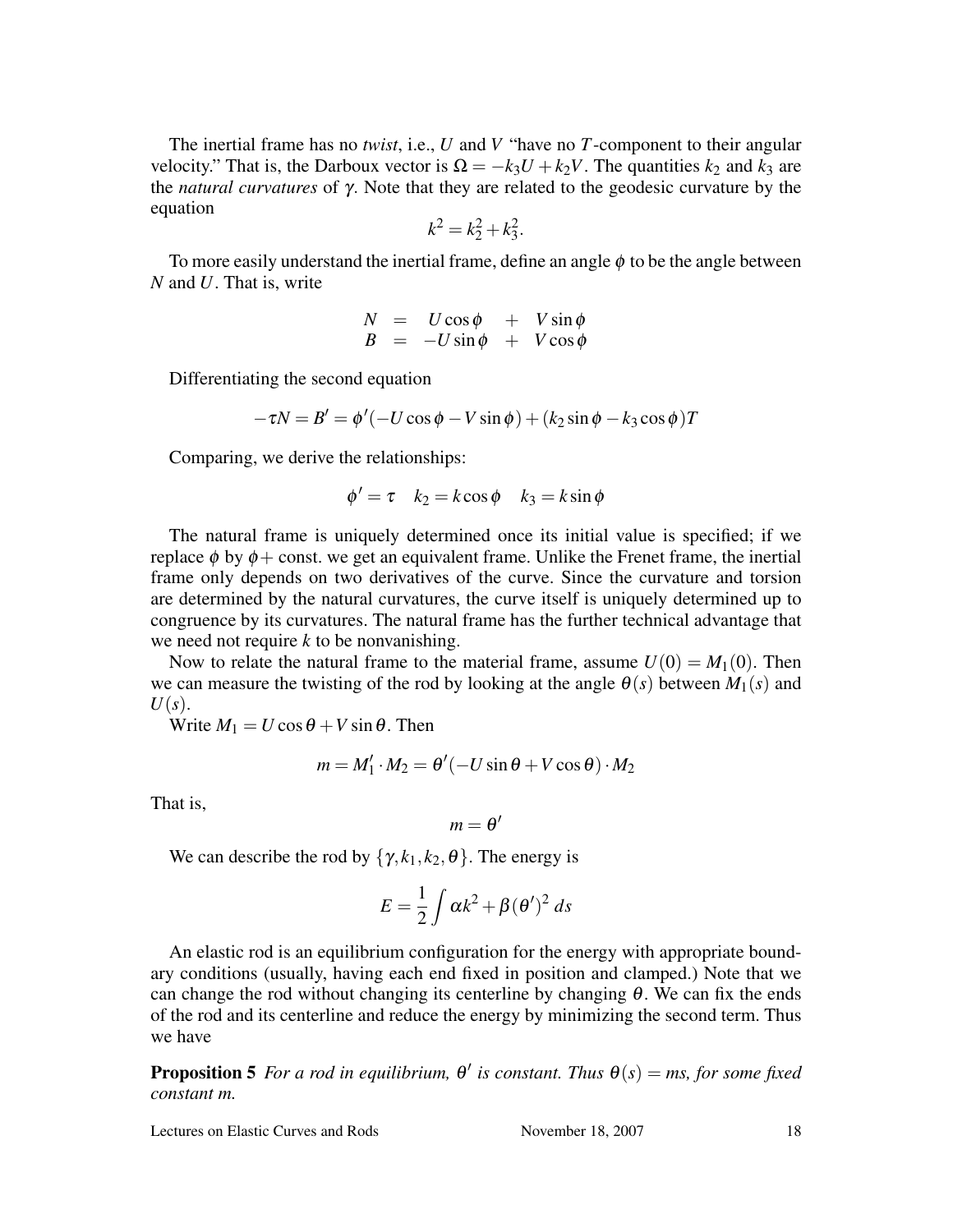The inertial frame has no *twist*, i.e., $U$ and $V$ "have no $T$-component to their angular velocity." That is, the Darboux vector is $\Omega = -k_3 U + k_2 V$. The quantities $k_2$ and $k_3$ are the *natural curvatures* of $\gamma$. Note that they are related to the geodesic curvature by the equation

$$k^2 = k_2^2 + k_3^2.$$

To more easily understand the inertial frame, define an angle $\phi$ to be the angle between $N$ and $U$. That is, write

$$\begin{array}{rcrcr} N & = & U\cos\phi & + & V\sin\phi \\ B & = & -U\sin\phi & + & V\cos\phi \end{array}$$

Differentiating the second equation

$$-\tau N = B' = \phi'(-U\cos\phi - V\sin\phi) + (k_2\sin\phi - k_3\cos\phi)T$$

Comparing, we derive the relationships:

$$\phi' = \tau \quad k_2 = k\cos\phi \quad k_3 = k\sin\phi$$

The natural frame is uniquely determined once its initial value is specified; if we replace $\phi$ by $\phi+$ const. we get an equivalent frame. Unlike the Frenet frame, the inertial frame only depends on two derivatives of the curve. Since the curvature and torsion are determined by the natural curvatures, the curve itself is uniquely determined up to congruence by its curvatures. The natural frame has the further technical advantage that we need not require $k$ to be nonvanishing.

Now to relate the natural frame to the material frame, assume $U(0) = M_1(0)$. Then we can measure the twisting of the rod by looking at the angle $\theta(s)$ between $M_1(s)$ and $U(s)$.

Write $M_1 = U\cos\theta + V\sin\theta$. Then

$$m = M_1' \cdot M_2 = \theta'(-U\sin\theta + V\cos\theta)\cdot M_2$$

That is,

$$m = \theta'$$

We can describe the rod by $\{\gamma, k_1, k_2, \theta\}$. The energy is

$$E = \frac{1}{2}\int \alpha k^2 + \beta(\theta')^2\, ds$$

An elastic rod is an equilibrium configuration for the energy with appropriate boundary conditions (usually, having each end fixed in position and clamped.) Note that we can change the rod without changing its centerline by changing $\theta$. We can fix the ends of the rod and its centerline and reduce the energy by minimizing the second term. Thus we have

**Proposition 5** *For a rod in equilibrium, $\theta'$ is constant. Thus $\theta(s) = ms$, for some fixed constant $m$.*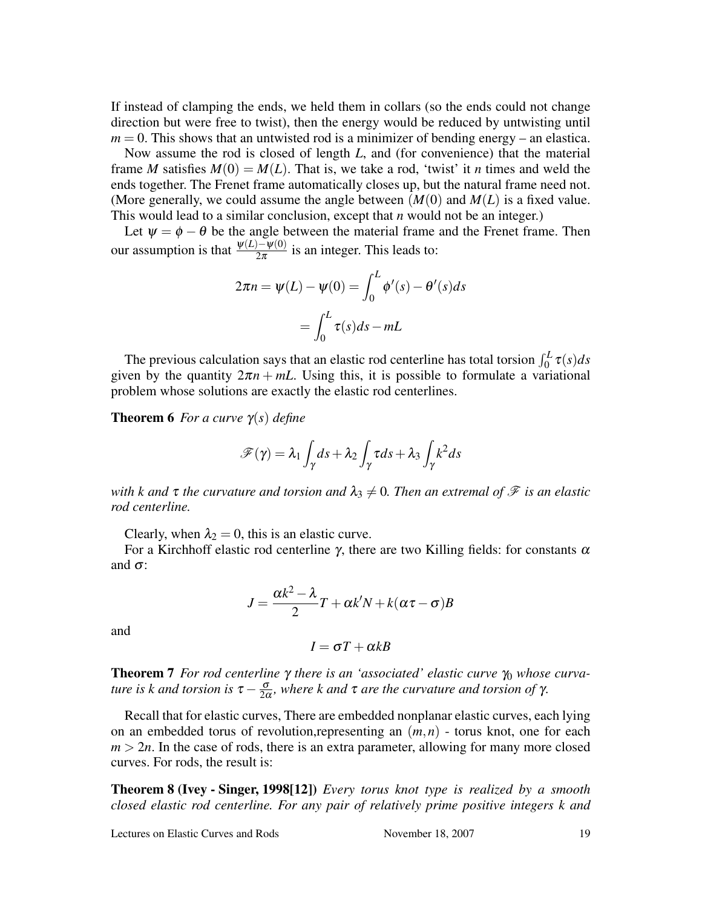If instead of clamping the ends, we held them in collars (so the ends could not change direction but were free to twist), then the energy would be reduced by untwisting until $m = 0$. This shows that an untwisted rod is a minimizer of bending energy – an elastica.

Now assume the rod is closed of length $L$, and (for convenience) that the material frame $M$ satisfies $M(0) = M(L)$. That is, we take a rod, 'twist' it $n$ times and weld the ends together. The Frenet frame automatically closes up, but the natural frame need not. (More generally, we could assume the angle between $(M(0)$ and $M(L)$ is a fixed value. This would lead to a similar conclusion, except that $n$ would not be an integer.)

Let $\psi = \phi - \theta$ be the angle between the material frame and the Frenet frame. Then our assumption is that $\frac{\psi(L)-\psi(0)}{2\pi}$ is an integer. This leads to:

$$2\pi n = \psi(L) - \psi(0) = \int_0^L \phi'(s) - \theta'(s) ds$$

$$= \int_0^L \tau(s) ds - mL$$

The previous calculation says that an elastic rod centerline has total torsion $\int_0^L \tau(s)ds$ given by the quantity $2\pi n + mL$. Using this, it is possible to formulate a variational problem whose solutions are exactly the elastic rod centerlines.

**Theorem 6** *For a curve $\gamma(s)$ define*

$$\mathscr{F}(\gamma) = \lambda_1 \int_\gamma ds + \lambda_2 \int_\gamma \tau ds + \lambda_3 \int_\gamma k^2 ds$$

*with $k$ and $\tau$ the curvature and torsion and $\lambda_3 \neq 0$. Then an extremal of $\mathscr{F}$ is an elastic rod centerline.*

Clearly, when $\lambda_2 = 0$, this is an elastic curve.

For a Kirchhoff elastic rod centerline $\gamma$, there are two Killing fields: for constants $\alpha$ and $\sigma$:

$$J = \frac{\alpha k^2 - \lambda}{2} T + \alpha k' N + k(\alpha\tau - \sigma) B$$

and

$$I = \sigma T + \alpha k B$$

**Theorem 7** *For rod centerline $\gamma$ there is an 'associated' elastic curve $\gamma_0$ whose curvature is $k$ and torsion is $\tau - \frac{\sigma}{2\alpha}$, where $k$ and $\tau$ are the curvature and torsion of $\gamma$.*

Recall that for elastic curves, There are embedded nonplanar elastic curves, each lying on an embedded torus of revolution,representing an $(m,n)$ - torus knot, one for each $m > 2n$. In the case of rods, there is an extra parameter, allowing for many more closed curves. For rods, the result is:

**Theorem 8 (Ivey - Singer, 1998[12])** *Every torus knot type is realized by a smooth closed elastic rod centerline. For any pair of relatively prime positive integers $k$ and*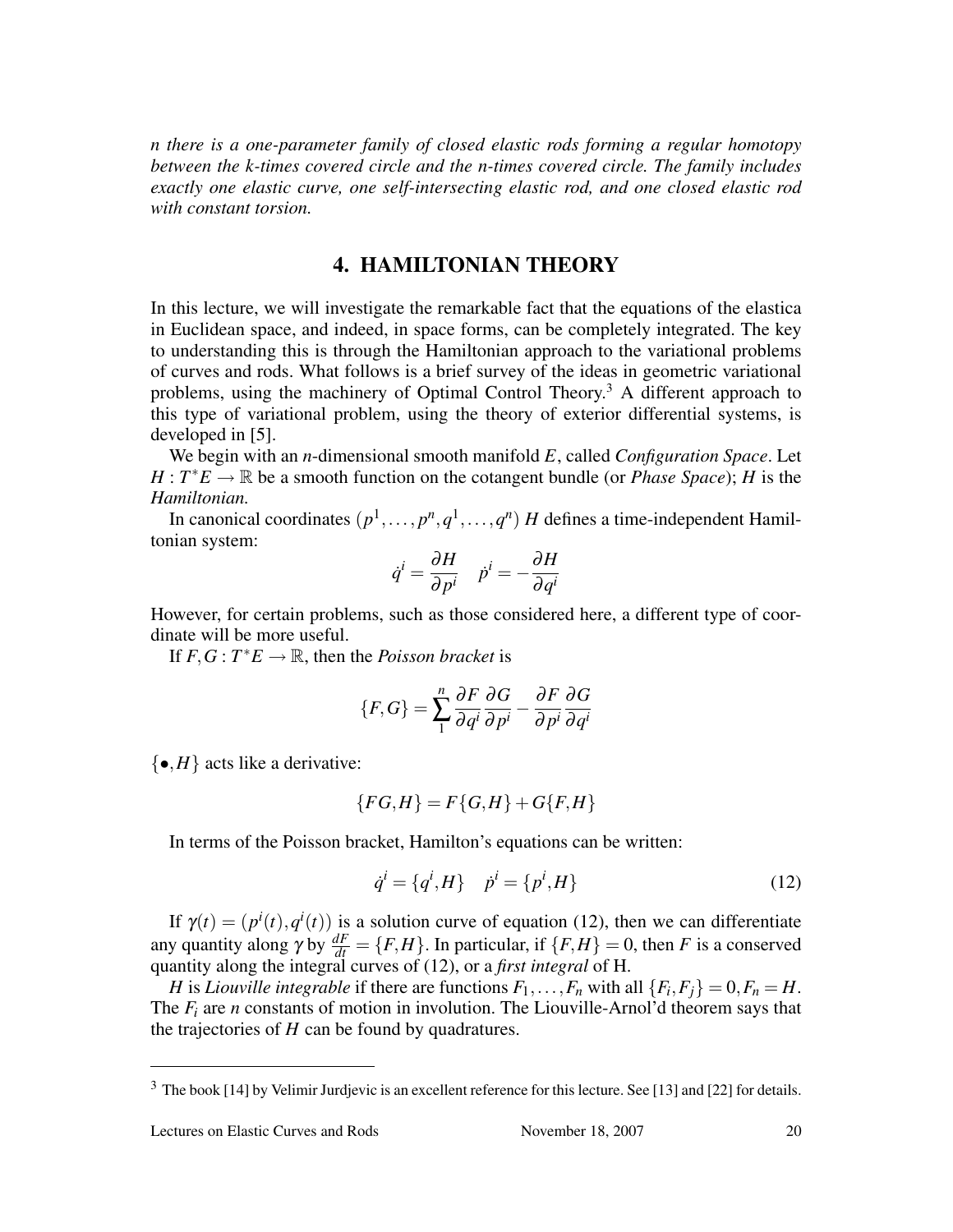*n there is a one-parameter family of closed elastic rods forming a regular homotopy between the k-times covered circle and the n-times covered circle. The family includes exactly one elastic curve, one self-intersecting elastic rod, and one closed elastic rod with constant torsion.*

## 4. HAMILTONIAN THEORY

In this lecture, we will investigate the remarkable fact that the equations of the elastica in Euclidean space, and indeed, in space forms, can be completely integrated. The key to understanding this is through the Hamiltonian approach to the variational problems of curves and rods. What follows is a brief survey of the ideas in geometric variational problems, using the machinery of Optimal Control Theory.[3] A different approach to this type of variational problem, using the theory of exterior differential systems, is developed in [5].

We begin with an $n$-dimensional smooth manifold $E$, called *Configuration Space*. Let $H : T^*E \to \mathbb{R}$ be a smooth function on the cotangent bundle (or *Phase Space*); $H$ is the *Hamiltonian.*

In canonical coordinates $(p^1,\dots,p^n,q^1,\dots,q^n)$ $H$ defines a time-independent Hamiltonian system:

$$\dot{q}^i = \frac{\partial H}{\partial p^i} \quad \dot{p}^i = -\frac{\partial H}{\partial q^i}$$

However, for certain problems, such as those considered here, a different type of coordinate will be more useful.

If $F, G : T^*E \to \mathbb{R}$, then the *Poisson bracket* is

$$\{F,G\} = \sum_1^n \frac{\partial F}{\partial q^i}\frac{\partial G}{\partial p^i} - \frac{\partial F}{\partial p^i}\frac{\partial G}{\partial q^i}$$

$\{\bullet, H\}$ acts like a derivative:

$$\{FG,H\} = F\{G,H\} + G\{F,H\}$$

In terms of the Poisson bracket, Hamilton's equations can be written:

$$\dot{q}^i = \{q^i,H\} \quad \dot{p}^i = \{p^i,H\} \tag{12}$$

If $\gamma(t) = (p^i(t), q^i(t))$ is a solution curve of equation (12), then we can differentiate any quantity along $\gamma$ by $\frac{dF}{dt} = \{F,H\}$. In particular, if $\{F,H\} = 0$, then $F$ is a conserved quantity along the integral curves of (12), or a *first integral* of H.

$H$ is *Liouville integrable* if there are functions $F_1,\dots,F_n$ with all $\{F_i,F_j\} = 0, F_n = H$. The $F_i$ are $n$ constants of motion in involution. The Liouville-Arnol'd theorem says that the trajectories of $H$ can be found by quadratures.

---

[3] The book [14] by Velimir Jurjdevic is an excellent reference for this lecture. See [13] and [22] for details.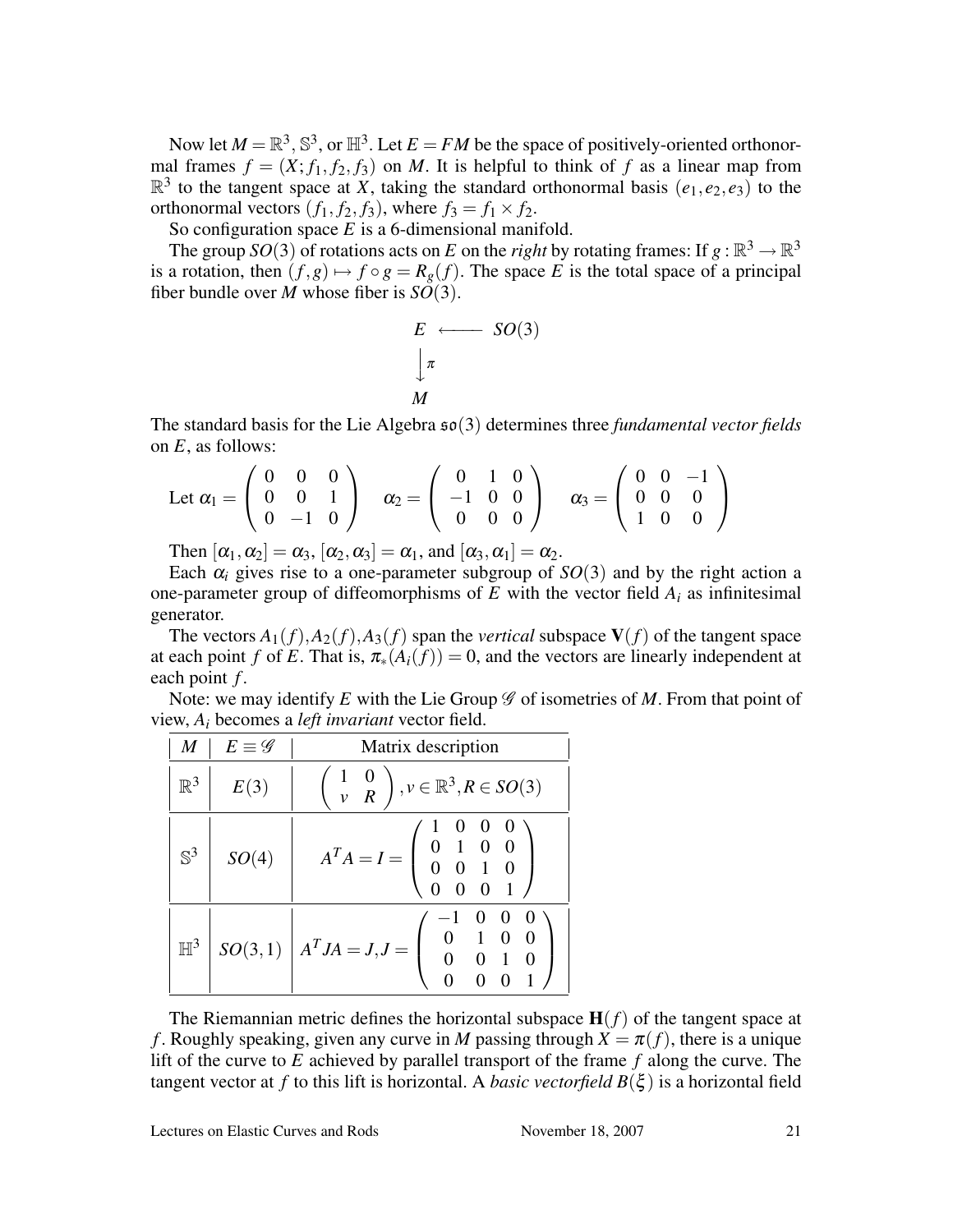Now let $M = \mathbb{R}^3, \mathbb{S}^3$, or $\mathbb{H}^3$. Let $E = FM$ be the space of positively-oriented orthonormal frames $f = (X; f_1, f_2, f_3)$ on $M$. It is helpful to think of $f$ as a linear map from $\mathbb{R}^3$ to the tangent space at $X$, taking the standard orthonormal basis $(e_1, e_2, e_3)$ to the orthonormal vectors $(f_1, f_2, f_3)$, where $f_3 = f_1 \times f_2$.

So configuration space $E$ is a 6-dimensional manifold.

The group $SO(3)$ of rotations acts on $E$ on the *right* by rotating frames: If $g : \mathbb{R}^3 \to \mathbb{R}^3$ is a rotation, then $(f, g) \mapsto f \circ g = R_g(f)$. The space $E$ is the total space of a principal fiber bundle over $M$ whose fiber is $SO(3)$.

$$
\begin{array}{ccc}
E & \longleftarrow & SO(3) \\
\downarrow \pi & & \\
M & &
\end{array}
$$

The standard basis for the Lie Algebra $\mathfrak{so}(3)$ determines three *fundamental vector fields* on $E$, as follows:

$$
\text{Let } \alpha_1 = \begin{pmatrix} 0 & 0 & 0 \\ 0 & 0 & 1 \\ 0 & -1 & 0 \end{pmatrix} \quad \alpha_2 = \begin{pmatrix} 0 & 1 & 0 \\ -1 & 0 & 0 \\ 0 & 0 & 0 \end{pmatrix} \quad \alpha_3 = \begin{pmatrix} 0 & 0 & -1 \\ 0 & 0 & 0 \\ 1 & 0 & 0 \end{pmatrix}
$$

Then $[\alpha_1, \alpha_2] = \alpha_3$, $[\alpha_2, \alpha_3] = \alpha_1$, and $[\alpha_3, \alpha_1] = \alpha_2$.

Each $\alpha_i$ gives rise to a one-parameter subgroup of $SO(3)$ and by the right action a one-parameter group of diffeomorphisms of $E$ with the vector field $A_i$ as infinitesimal generator.

The vectors $A_1(f), A_2(f), A_3(f)$ span the *vertical* subspace $\mathbf{V}(f)$ of the tangent space at each point $f$ of $E$. That is, $\pi_*(A_i(f)) = 0$, and the vectors are linearly independent at each point $f$.

Note: we may identify $E$ with the Lie Group $\mathscr{G}$ of isometries of $M$. From that point of view, $A_i$ becomes a *left invariant* vector field.

| $M$ | $E \equiv \mathscr{G}$ | Matrix description |
|---|---|---|
| $\mathbb{R}^3$ | $E(3)$ | $\begin{pmatrix} 1 & 0 \\ v & R \end{pmatrix}, v \in \mathbb{R}^3, R \in SO(3)$ |
| $\mathbb{S}^3$ | $SO(4)$ | $A^T A = I = \begin{pmatrix} 1 & 0 & 0 & 0 \\ 0 & 1 & 0 & 0 \\ 0 & 0 & 1 & 0 \\ 0 & 0 & 0 & 1 \end{pmatrix}$ |
| $\mathbb{H}^3$ | $SO(3,1)$ | $A^T J A = J, J = \begin{pmatrix} -1 & 0 & 0 & 0 \\ 0 & 1 & 0 & 0 \\ 0 & 0 & 1 & 0 \\ 0 & 0 & 0 & 1 \end{pmatrix}$ |

The Riemannian metric defines the horizontal subspace $\mathbf{H}(f)$ of the tangent space at $f$. Roughly speaking, given any curve in $M$ passing through $X = \pi(f)$, there is a unique lift of the curve to $E$ achieved by parallel transport of the frame $f$ along the curve. The tangent vector at $f$ to this lift is horizontal. A *basic vectorfield* $B(\xi)$ is a horizontal field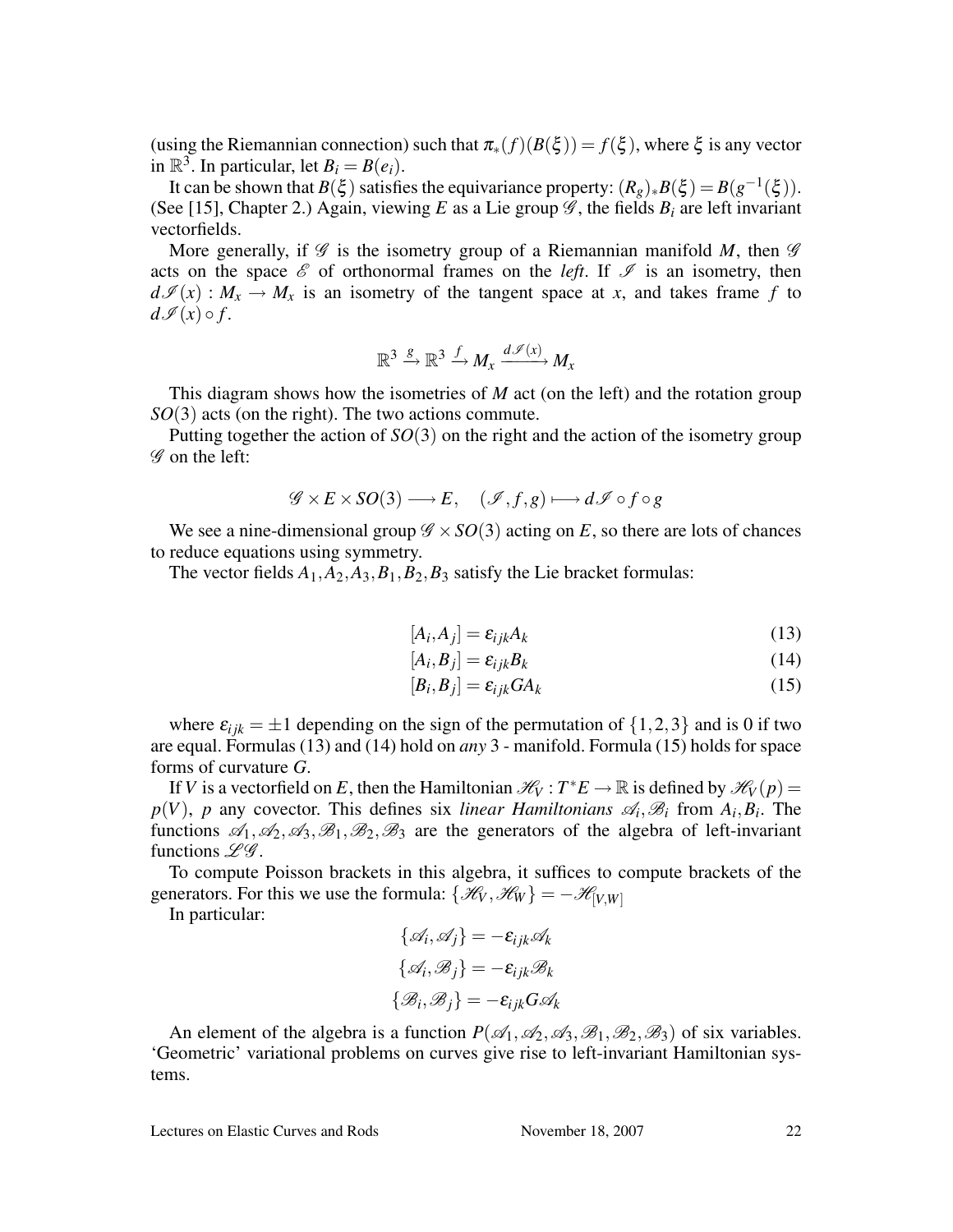(using the Riemannian connection) such that $\pi_*(f)(B(\xi)) = f(\xi)$, where $\xi$ is any vector in $\mathbb{R}^3$. In particular, let $B_i = B(e_i)$.

It can be shown that $B(\xi)$ satisfies the equivariance property: $(R_g)_* B(\xi) = B(g^{-1}(\xi))$. (See [15], Chapter 2.) Again, viewing $E$ as a Lie group $\mathscr{G}$, the fields $B_i$ are left invariant vectorfields.

More generally, if $\mathscr{G}$ is the isometry group of a Riemannian manifold $M$, then $\mathscr{G}$ acts on the space $\mathscr{E}$ of orthonormal frames on the *left*. If $\mathscr{I}$ is an isometry, then $d\mathscr{I}(x) : M_x \to M_x$ is an isometry of the tangent space at $x$, and takes frame $f$ to $d\mathscr{I}(x) \circ f$.

$$\mathbb{R}^3 \xrightarrow{g} \mathbb{R}^3 \xrightarrow{f} M_x \xrightarrow{d\mathscr{I}(x)} M_x$$

This diagram shows how the isometries of $M$ act (on the left) and the rotation group $SO(3)$ acts (on the right). The two actions commute.

Putting together the action of $SO(3)$ on the right and the action of the isometry group $\mathscr{G}$ on the left:

$$\mathscr{G} \times E \times SO(3) \longrightarrow E, \quad (\mathscr{I}, f, g) \longmapsto d\mathscr{I} \circ f \circ g$$

We see a nine-dimensional group $\mathscr{G} \times SO(3)$ acting on $E$, so there are lots of chances to reduce equations using symmetry.

The vector fields $A_1, A_2, A_3, B_1, B_2, B_3$ satisfy the Lie bracket formulas:

$$[A_i, A_j] = \varepsilon_{ijk} A_k \tag{13}$$

$$[A_i, B_j] = \varepsilon_{ijk} B_k \tag{14}$$

$$[B_i, B_j] = \varepsilon_{ijk} G A_k \tag{15}$$

where $\varepsilon_{ijk} = \pm 1$ depending on the sign of the permutation of $\{1,2,3\}$ and is 0 if two are equal. Formulas (13) and (14) hold on *any* 3 - manifold. Formula (15) holds for space forms of curvature $G$.

If $V$ is a vectorfield on $E$, then the Hamiltonian $\mathscr{H}_V : T^*E \to \mathbb{R}$ is defined by $\mathscr{H}_V(p) = p(V)$, $p$ any covector. This defines six *linear Hamiltonians* $\mathscr{A}_i, \mathscr{B}_i$ from $A_i, B_i$. The functions $\mathscr{A}_1, \mathscr{A}_2, \mathscr{A}_3, \mathscr{B}_1, \mathscr{B}_2, \mathscr{B}_3$ are the generators of the algebra of left-invariant functions $\mathscr{L}\mathscr{G}$.

To compute Poisson brackets in this algebra, it suffices to compute brackets of the generators. For this we use the formula: $\{\mathscr{H}_V, \mathscr{H}_W\} = -\mathscr{H}_{[V,W]}$

In particular:

$$\{\mathscr{A}_i, \mathscr{A}_j\} = -\varepsilon_{ijk} \mathscr{A}_k$$

$$\{\mathscr{A}_i, \mathscr{B}_j\} = -\varepsilon_{ijk} \mathscr{B}_k$$

$$\{\mathscr{B}_i, \mathscr{B}_j\} = -\varepsilon_{ijk} G \mathscr{A}_k$$

An element of the algebra is a function $P(\mathscr{A}_1, \mathscr{A}_2, \mathscr{A}_3, \mathscr{B}_1, \mathscr{B}_2, \mathscr{B}_3)$ of six variables. 'Geometric' variational problems on curves give rise to left-invariant Hamiltonian systems.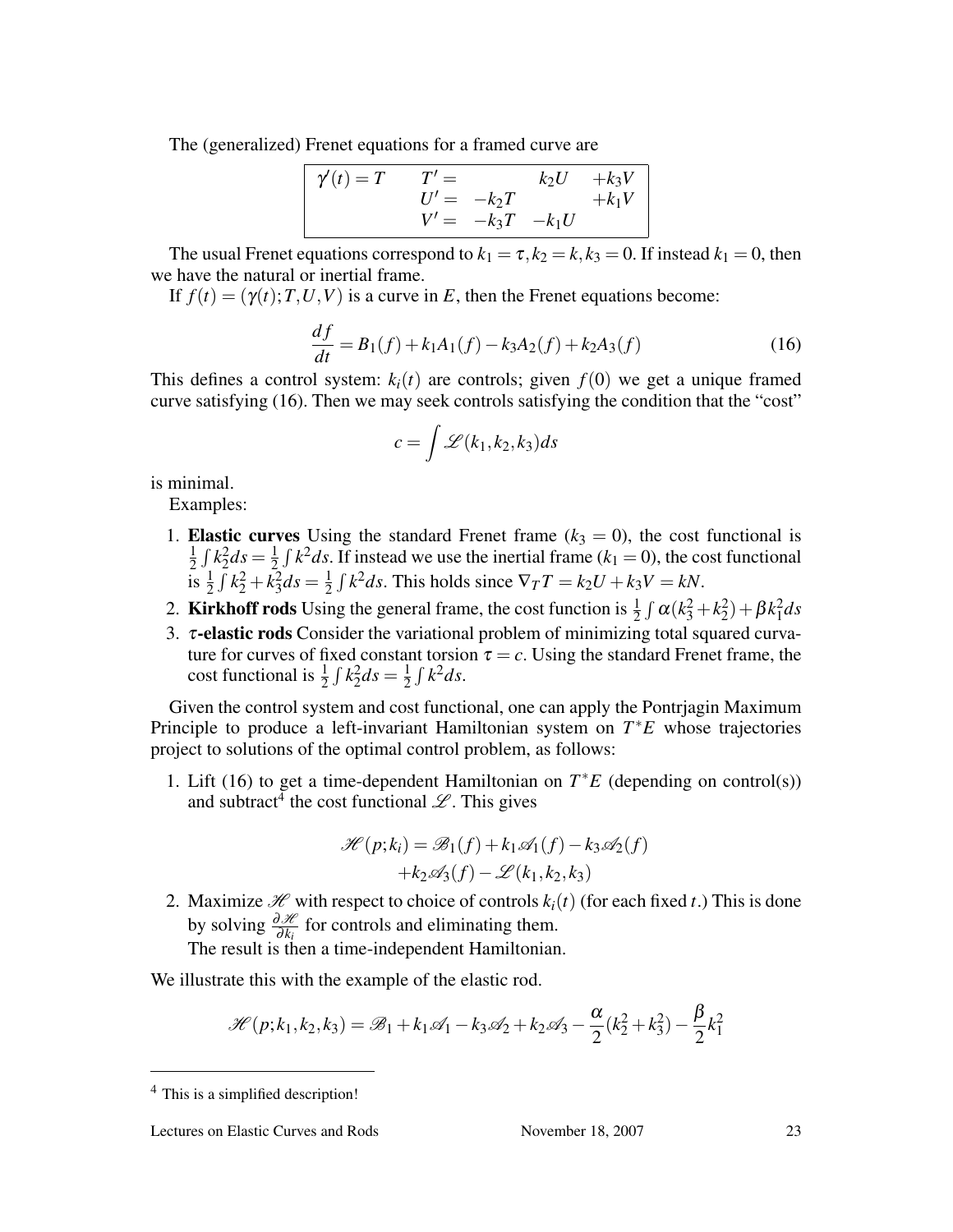The (generalized) Frenet equations for a framed curve are

$$
\boxed{
\begin{array}{llrrr}
\gamma'(t) = T & T' = & & k_2 U & +k_3 V \\
 & U' = & -k_2 T & & +k_1 V \\
 & V' = & -k_3 T & -k_1 U &
\end{array}
}
$$

The usual Frenet equations correspond to $k_1 = \tau, k_2 = k, k_3 = 0$. If instead $k_1 = 0$, then we have the natural or inertial frame.

If $f(t) = (\gamma(t); T, U, V)$ is a curve in $E$, then the Frenet equations become:

$$
\frac{df}{dt} = B_1(f) + k_1 A_1(f) - k_3 A_2(f) + k_2 A_3(f) \tag{16}
$$

This defines a control system: $k_i(t)$ are controls; given $f(0)$ we get a unique framed curve satisfying (16). Then we may seek controls satisfying the condition that the "cost"

$$
c = \int \mathscr{L}(k_1, k_2, k_3) ds
$$

is minimal.

Examples:

1. **Elastic curves** Using the standard Frenet frame ($k_3 = 0$), the cost functional is $\frac{1}{2}\int k_2^2 ds = \frac{1}{2}\int k^2 ds$. If instead we use the inertial frame ($k_1 = 0$), the cost functional is $\frac{1}{2}\int k_2^2 + k_3^2 ds = \frac{1}{2}\int k^2 ds$. This holds since $\nabla_T T = k_2 U + k_3 V = kN$.
2. **Kirkhoff rods** Using the general frame, the cost function is $\frac{1}{2}\int \alpha(k_3^2 + k_2^2) + \beta k_1^2 ds$
3. **$\tau$-elastic rods** Consider the variational problem of minimizing total squared curvature for curves of fixed constant torsion $\tau = c$. Using the standard Frenet frame, the cost functional is $\frac{1}{2}\int k_2^2 ds = \frac{1}{2}\int k^2 ds$.

Given the control system and cost functional, one can apply the Pontrjagin Maximum Principle to produce a left-invariant Hamiltonian system on $T^*E$ whose trajectories project to solutions of the optimal control problem, as follows:

1. Lift (16) to get a time-dependent Hamiltonian on $T^*E$ (depending on control(s)) and subtract[4] the cost functional $\mathscr{L}$. This gives

$$
\begin{aligned}
\mathscr{H}(p; k_i) = \mathscr{B}_1(f) + k_1 \mathscr{A}_1(f) - k_3 \mathscr{A}_2(f) \\
+ k_2 \mathscr{A}_3(f) - \mathscr{L}(k_1, k_2, k_3)
\end{aligned}
$$

2. Maximize $\mathscr{H}$ with respect to choice of controls $k_i(t)$ (for each fixed $t$.) This is done by solving $\frac{\partial \mathscr{H}}{\partial k_i}$ for controls and eliminating them.
The result is then a time-independent Hamiltonian.

We illustrate this with the example of the elastic rod.

$$
\mathscr{H}(p; k_1, k_2, k_3) = \mathscr{B}_1 + k_1 \mathscr{A}_1 - k_3 \mathscr{A}_2 + k_2 \mathscr{A}_3 - \frac{\alpha}{2}(k_2^2 + k_3^2) - \frac{\beta}{2} k_1^2
$$

[4] This is a simplified description!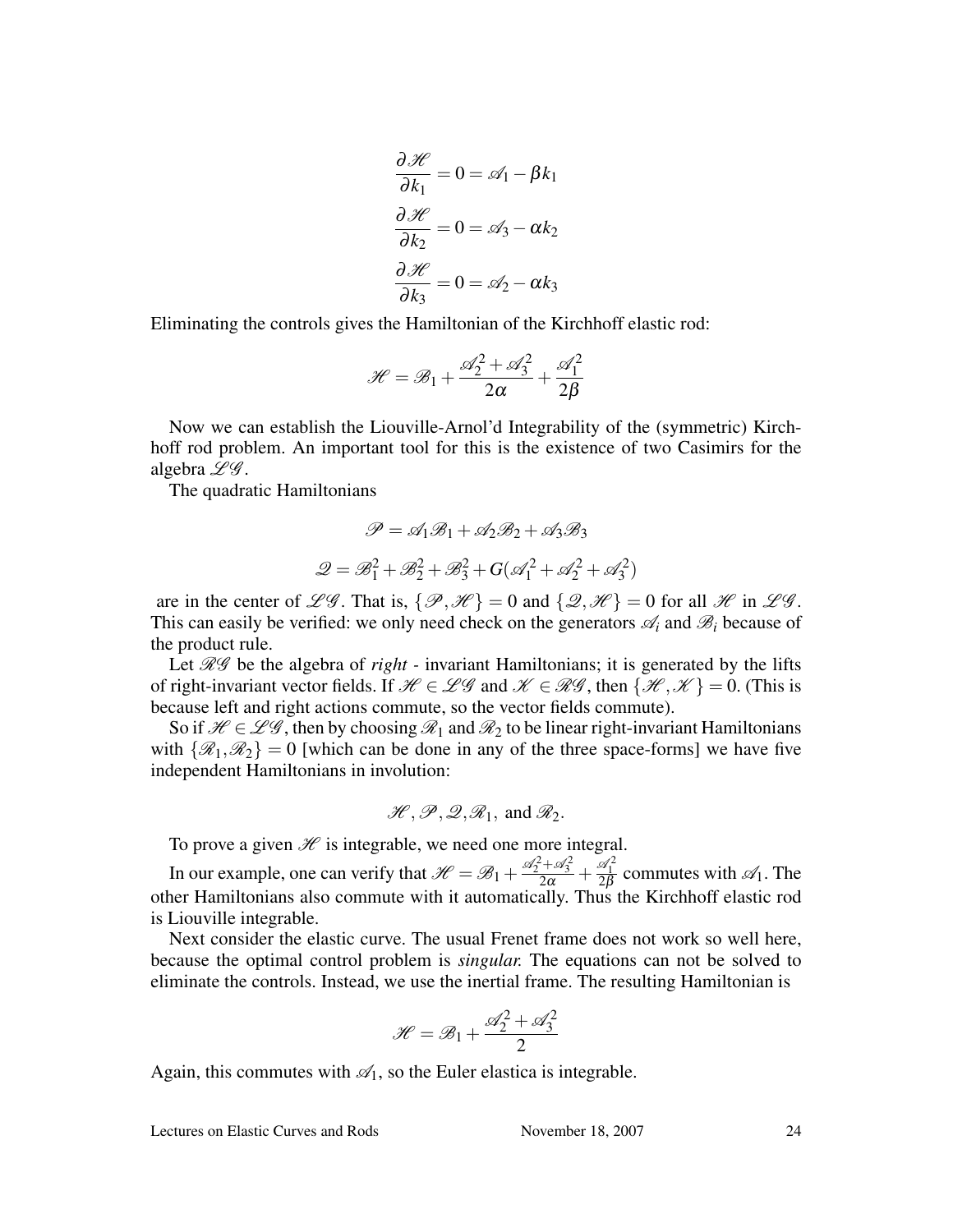$$\frac{\partial \mathscr{H}}{\partial k_1} = 0 = \mathscr{A}_1 - \beta k_1$$

$$\frac{\partial \mathscr{H}}{\partial k_2} = 0 = \mathscr{A}_3 - \alpha k_2$$

$$\frac{\partial \mathscr{H}}{\partial k_3} = 0 = \mathscr{A}_2 - \alpha k_3$$

Eliminating the controls gives the Hamiltonian of the Kirchhoff elastic rod:

$$\mathscr{H} = \mathscr{B}_1 + \frac{\mathscr{A}_2^2 + \mathscr{A}_3^2}{2\alpha} + \frac{\mathscr{A}_1^2}{2\beta}$$

Now we can establish the Liouville-Arnol'd Integrability of the (symmetric) Kirchhoff rod problem. An important tool for this is the existence of two Casimirs for the algebra $\mathscr{L}\mathscr{G}$.

The quadratic Hamiltonians

$$\mathscr{P} = \mathscr{A}_1\mathscr{B}_1 + \mathscr{A}_2\mathscr{B}_2 + \mathscr{A}_3\mathscr{B}_3$$

$$\mathscr{Q} = \mathscr{B}_1^2 + \mathscr{B}_2^2 + \mathscr{B}_3^2 + G(\mathscr{A}_1^2 + \mathscr{A}_2^2 + \mathscr{A}_3^2)$$

are in the center of $\mathscr{L}\mathscr{G}$. That is, $\{\mathscr{P}, \mathscr{H}\} = 0$ and $\{\mathscr{Q}, \mathscr{H}\} = 0$ for all $\mathscr{H}$ in $\mathscr{L}\mathscr{G}$. This can easily be verified: we only need check on the generators $\mathscr{A}_i$ and $\mathscr{B}_i$ because of the product rule.

Let $\mathscr{R}\mathscr{G}$ be the algebra of *right* - invariant Hamiltonians; it is generated by the lifts of right-invariant vector fields. If $\mathscr{H} \in \mathscr{L}\mathscr{G}$ and $\mathscr{K} \in \mathscr{R}\mathscr{G}$, then $\{\mathscr{H}, \mathscr{K}\} = 0$. (This is because left and right actions commute, so the vector fields commute).

So if $\mathscr{H} \in \mathscr{L}\mathscr{G}$, then by choosing $\mathscr{R}_1$ and $\mathscr{R}_2$ to be linear right-invariant Hamiltonians with $\{\mathscr{R}_1, \mathscr{R}_2\} = 0$ [which can be done in any of the three space-forms] we have five independent Hamiltonians in involution:

$$\mathscr{H}, \mathscr{P}, \mathscr{Q}, \mathscr{R}_1, \text{ and } \mathscr{R}_2.$$

To prove a given $\mathscr{H}$ is integrable, we need one more integral.

In our example, one can verify that $\mathscr{H} = \mathscr{B}_1 + \frac{\mathscr{A}_2^2 + \mathscr{A}_3^2}{2\alpha} + \frac{\mathscr{A}_1^2}{2\beta}$ commutes with $\mathscr{A}_1$. The other Hamiltonians also commute with it automatically. Thus the Kirchhoff elastic rod is Liouville integrable.

Next consider the elastic curve. The usual Frenet frame does not work so well here, because the optimal control problem is *singular.* The equations can not be solved to eliminate the controls. Instead, we use the inertial frame. The resulting Hamiltonian is

$$\mathscr{H} = \mathscr{B}_1 + \frac{\mathscr{A}_2^2 + \mathscr{A}_3^2}{2}$$

Again, this commutes with $\mathscr{A}_1$, so the Euler elastica is integrable.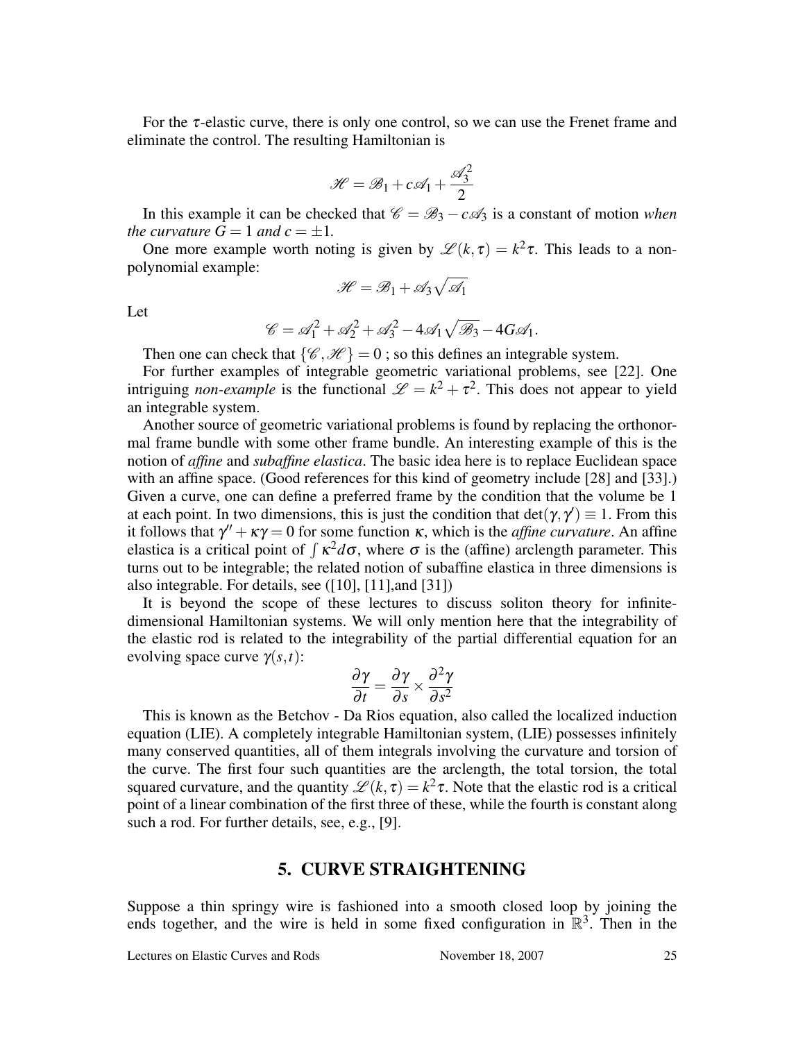For the $\tau$-elastic curve, there is only one control, so we can use the Frenet frame and eliminate the control. The resulting Hamiltonian is

$$\mathscr{H} = \mathscr{B}_1 + c\mathscr{A}_1 + \frac{\mathscr{A}_3^2}{2}$$

In this example it can be checked that $\mathscr{C} = \mathscr{B}_3 - c\mathscr{A}_3$ is a constant of motion *when the curvature $G = 1$ and $c = \pm 1$.*

One more example worth noting is given by $\mathscr{L}(k,\tau) = k^2\tau$. This leads to a non-polynomial example:

$$\mathscr{H} = \mathscr{B}_1 + \mathscr{A}_3\sqrt{\mathscr{A}_1}$$

Let

$$\mathscr{C} = \mathscr{A}_1^2 + \mathscr{A}_2^2 + \mathscr{A}_3^2 - 4\mathscr{A}_1\sqrt{\mathscr{B}_3} - 4G\mathscr{A}_1.$$

Then one can check that $\{\mathscr{C}, \mathscr{H}\} = 0$ ; so this defines an integrable system.

For further examples of integrable geometric variational problems, see [22]. One intriguing *non-example* is the functional $\mathscr{L} = k^2 + \tau^2$. This does not appear to yield an integrable system.

Another source of geometric variational problems is found by replacing the orthonormal frame bundle with some other frame bundle. An interesting example of this is the notion of *affine* and *subaffine elastica*. The basic idea here is to replace Euclidean space with an affine space. (Good references for this kind of geometry include [28] and [33].) Given a curve, one can define a preferred frame by the condition that the volume be 1 at each point. In two dimensions, this is just the condition that $\det(\gamma, \gamma') \equiv 1$. From this it follows that $\gamma'' + \kappa\gamma = 0$ for some function $\kappa$, which is the *affine curvature*. An affine elastica is a critical point of $\int \kappa^2 d\sigma$, where $\sigma$ is the (affine) arclength parameter. This turns out to be integrable; the related notion of subaffine elastica in three dimensions is also integrable. For details, see ([10], [11],and [31])

It is beyond the scope of these lectures to discuss soliton theory for infinite-dimensional Hamiltonian systems. We will only mention here that the integrability of the elastic rod is related to the integrability of the partial differential equation for an evolving space curve $\gamma(s,t)$:

$$\frac{\partial \gamma}{\partial t} = \frac{\partial \gamma}{\partial s} \times \frac{\partial^2 \gamma}{\partial s^2}$$

This is known as the Betchov - Da Rios equation, also called the localized induction equation (LIE). A completely integrable Hamiltonian system, (LIE) possesses infinitely many conserved quantities, all of them integrals involving the curvature and torsion of the curve. The first four such quantities are the arclength, the total torsion, the total squared curvature, and the quantity $\mathscr{L}(k,\tau) = k^2\tau$. Note that the elastic rod is a critical point of a linear combination of the first three of these, while the fourth is constant along such a rod. For further details, see, e.g., [9].

## 5. CURVE STRAIGHTENING

Suppose a thin springy wire is fashioned into a smooth closed loop by joining the ends together, and the wire is held in some fixed configuration in $\mathbb{R}^3$. Then in the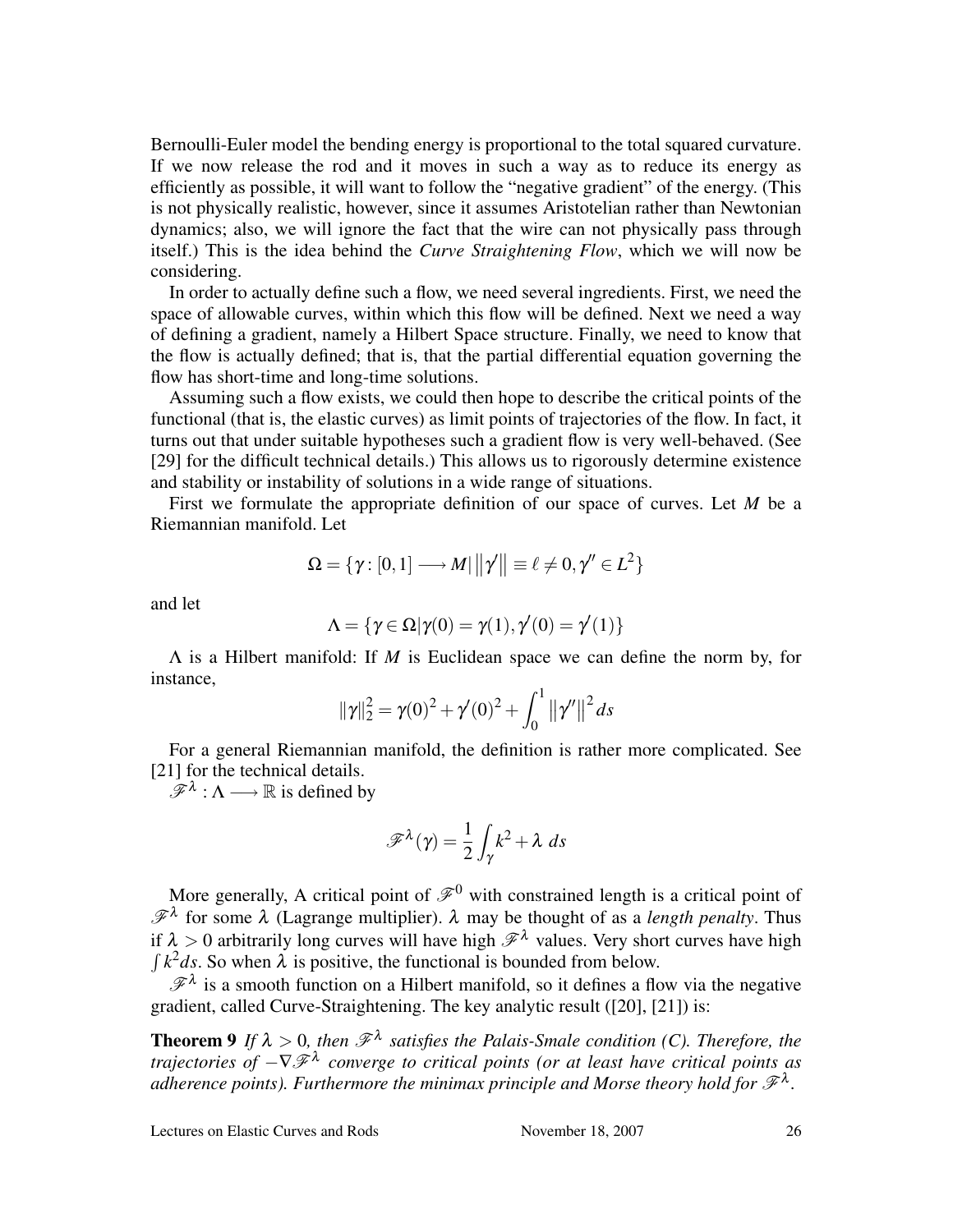Bernoulli-Euler model the bending energy is proportional to the total squared curvature. If we now release the rod and it moves in such a way as to reduce its energy as efficiently as possible, it will want to follow the "negative gradient" of the energy. (This is not physically realistic, however, since it assumes Aristotelian rather than Newtonian dynamics; also, we will ignore the fact that the wire can not physically pass through itself.) This is the idea behind the *Curve Straightening Flow*, which we will now be considering.

In order to actually define such a flow, we need several ingredients. First, we need the space of allowable curves, within which this flow will be defined. Next we need a way of defining a gradient, namely a Hilbert Space structure. Finally, we need to know that the flow is actually defined; that is, that the partial differential equation governing the flow has short-time and long-time solutions.

Assuming such a flow exists, we could then hope to describe the critical points of the functional (that is, the elastic curves) as limit points of trajectories of the flow. In fact, it turns out that under suitable hypotheses such a gradient flow is very well-behaved. (See [29] for the difficult technical details.) This allows us to rigorously determine existence and stability or instability of solutions in a wide range of situations.

First we formulate the appropriate definition of our space of curves. Let $M$ be a Riemannian manifold. Let

$$\Omega = \{\gamma : [0,1] \longrightarrow M | \left\|\gamma'\right\| \equiv \ell \neq 0, \gamma'' \in L^2\}$$

and let

$$\Lambda = \{\gamma \in \Omega | \gamma(0) = \gamma(1), \gamma'(0) = \gamma'(1)\}$$

$\Lambda$ is a Hilbert manifold: If $M$ is Euclidean space we can define the norm by, for instance,

$$\|\gamma\|_2^2 = \gamma(0)^2 + \gamma'(0)^2 + \int_0^1 \left\|\gamma''\right\|^2 ds$$

For a general Riemannian manifold, the definition is rather more complicated. See [21] for the technical details.

$\mathscr{F}^\lambda : \Lambda \longrightarrow \mathbb{R}$ is defined by

$$\mathscr{F}^\lambda(\gamma) = \frac{1}{2}\int_\gamma k^2 + \lambda \; ds$$

More generally, A critical point of $\mathscr{F}^0$ with constrained length is a critical point of $\mathscr{F}^\lambda$ for some $\lambda$ (Lagrange multiplier). $\lambda$ may be thought of as a *length penalty*. Thus if $\lambda > 0$ arbitrarily long curves will have high $\mathscr{F}^\lambda$ values. Very short curves have high $\int k^2 ds$. So when $\lambda$ is positive, the functional is bounded from below.

$\mathscr{F}^\lambda$ is a smooth function on a Hilbert manifold, so it defines a flow via the negative gradient, called Curve-Straightening. The key analytic result ([20], [21]) is:

**Theorem 9** *If $\lambda > 0$, then $\mathscr{F}^\lambda$ satisfies the Palais-Smale condition (C). Therefore, the trajectories of $-\nabla\mathscr{F}^\lambda$ converge to critical points (or at least have critical points as adherence points). Furthermore the minimax principle and Morse theory hold for $\mathscr{F}^\lambda$.*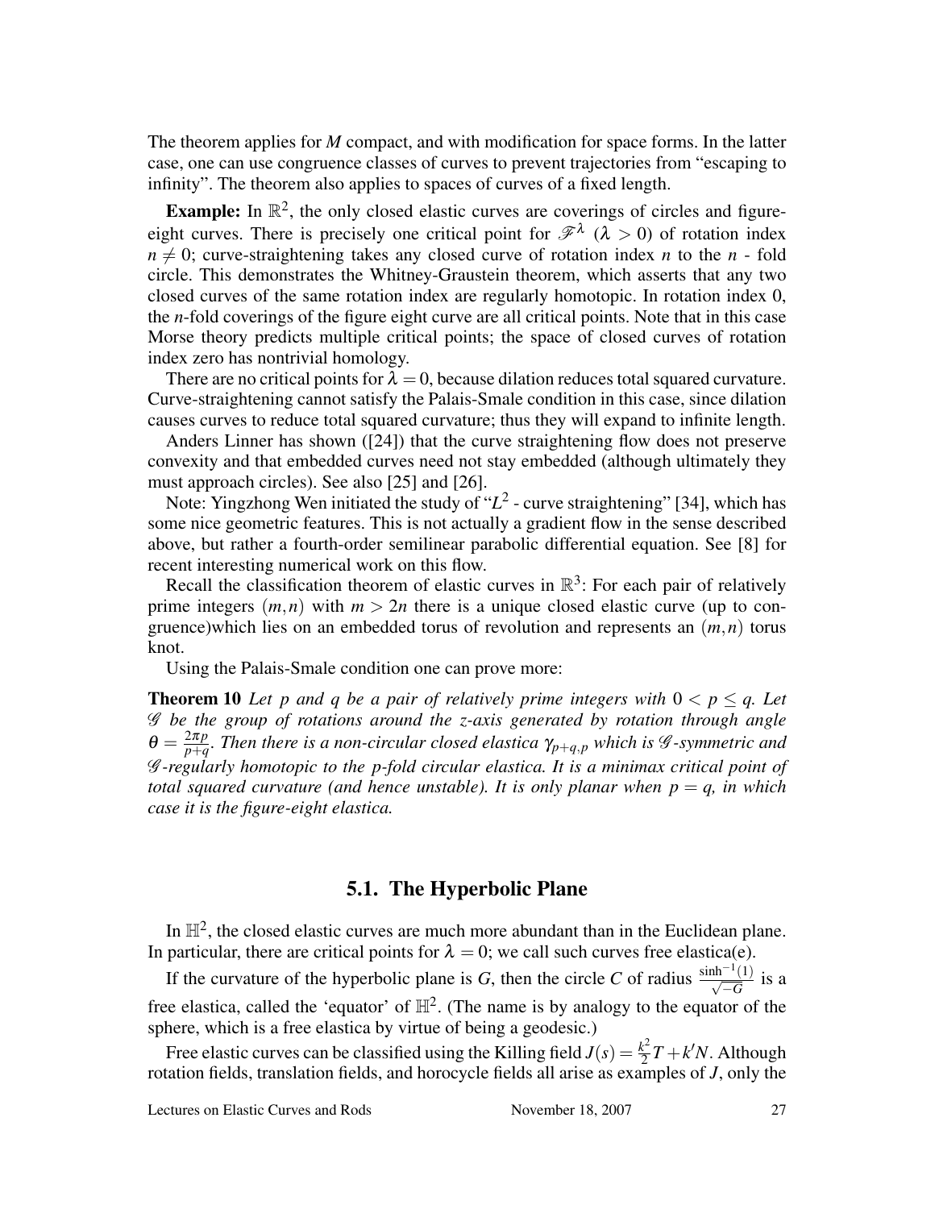The theorem applies for $M$ compact, and with modification for space forms. In the latter case, one can use congruence classes of curves to prevent trajectories from "escaping to infinity". The theorem also applies to spaces of curves of a fixed length.

**Example:** In $\mathbb{R}^2$, the only closed elastic curves are coverings of circles and figure-eight curves. There is precisely one critical point for $\mathscr{F}^\lambda$ ($\lambda > 0$) of rotation index $n \neq 0$; curve-straightening takes any closed curve of rotation index $n$ to the $n$ - fold circle. This demonstrates the Whitney-Graustein theorem, which asserts that any two closed curves of the same rotation index are regularly homotopic. In rotation index 0, the $n$-fold coverings of the figure eight curve are all critical points. Note that in this case Morse theory predicts multiple critical points; the space of closed curves of rotation index zero has nontrivial homology.

There are no critical points for $\lambda = 0$, because dilation reduces total squared curvature. Curve-straightening cannot satisfy the Palais-Smale condition in this case, since dilation causes curves to reduce total squared curvature; thus they will expand to infinite length.

Anders Linner has shown ([24]) that the curve straightening flow does not preserve convexity and that embedded curves need not stay embedded (although ultimately they must approach circles). See also [25] and [26].

Note: Yingzhong Wen initiated the study of "$L^2$ - curve straightening" [34], which has some nice geometric features. This is not actually a gradient flow in the sense described above, but rather a fourth-order semilinear parabolic differential equation. See [8] for recent interesting numerical work on this flow.

Recall the classification theorem of elastic curves in $\mathbb{R}^3$: For each pair of relatively prime integers $(m,n)$ with $m > 2n$ there is a unique closed elastic curve (up to congruence)which lies on an embedded torus of revolution and represents an $(m,n)$ torus knot.

Using the Palais-Smale condition one can prove more:

**Theorem 10** *Let $p$ and $q$ be a pair of relatively prime integers with $0 < p \leq q$. Let $\mathscr{G}$ be the group of rotations around the z-axis generated by rotation through angle $\theta = \frac{2\pi p}{p+q}$. Then there is a non-circular closed elastica $\gamma_{p+q,p}$ which is $\mathscr{G}$-symmetric and $\mathscr{G}$-regularly homotopic to the p-fold circular elastica. It is a minimax critical point of total squared curvature (and hence unstable). It is only planar when $p = q$, in which case it is the figure-eight elastica.*

## 5.1. The Hyperbolic Plane

In $\mathbb{H}^2$, the closed elastic curves are much more abundant than in the Euclidean plane. In particular, there are critical points for $\lambda = 0$; we call such curves free elastica(e).

If the curvature of the hyperbolic plane is $G$, then the circle $C$ of radius $\frac{\sinh^{-1}(1)}{\sqrt{-G}}$ is a free elastica, called the 'equator' of $\mathbb{H}^2$. (The name is by analogy to the equator of the sphere, which is a free elastica by virtue of being a geodesic.)

Free elastic curves can be classified using the Killing field $J(s) = \frac{k^2}{2}T + k'N$. Although rotation fields, translation fields, and horocycle fields all arise as examples of $J$, only the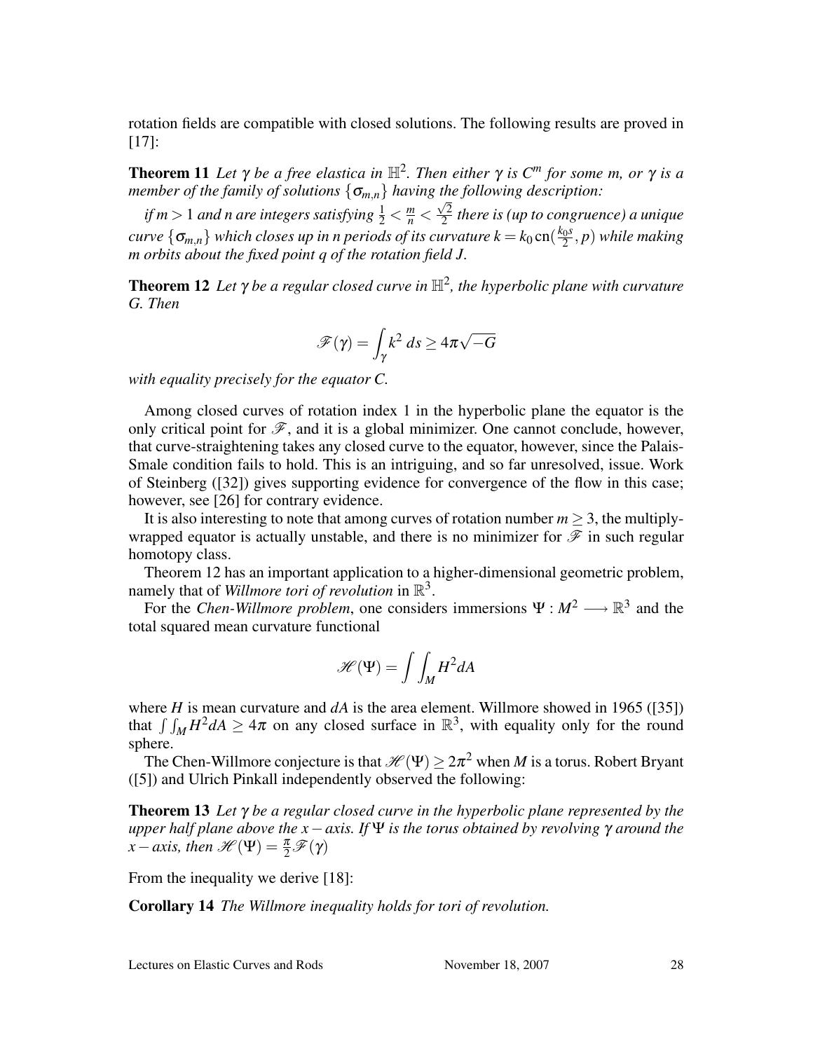rotation fields are compatible with closed solutions. The following results are proved in [17]:

**Theorem 11** *Let $\gamma$ be a free elastica in $\mathbb{H}^2$. Then either $\gamma$ is $C^m$ for some $m$, or $\gamma$ is a member of the family of solutions $\{\sigma_{m,n}\}$ having the following description:*

*if $m > 1$ and $n$ are integers satisfying $\frac{1}{2} < \frac{m}{n} < \frac{\sqrt{2}}{2}$ there is (up to congruence) a unique curve $\{\sigma_{m,n}\}$ which closes up in $n$ periods of its curvature $k = k_0 \operatorname{cn}(\frac{k_0 s}{2}, p)$ while making $m$ orbits about the fixed point $q$ of the rotation field $J$.*

**Theorem 12** *Let $\gamma$ be a regular closed curve in $\mathbb{H}^2$, the hyperbolic plane with curvature $G$. Then*

$$\mathscr{F}(\gamma) = \int_\gamma k^2 \, ds \geq 4\pi\sqrt{-G}$$

*with equality precisely for the equator $C$.*

Among closed curves of rotation index 1 in the hyperbolic plane the equator is the only critical point for $\mathscr{F}$, and it is a global minimizer. One cannot conclude, however, that curve-straightening takes any closed curve to the equator, however, since the Palais-Smale condition fails to hold. This is an intriguing, and so far unresolved, issue. Work of Steinberg ([32]) gives supporting evidence for convergence of the flow in this case; however, see [26] for contrary evidence.

It is also interesting to note that among curves of rotation number $m \geq 3$, the multiply-wrapped equator is actually unstable, and there is no minimizer for $\mathscr{F}$ in such regular homotopy class.

Theorem 12 has an important application to a higher-dimensional geometric problem, namely that of *Willmore tori of revolution* in $\mathbb{R}^3$.

For the *Chen-Willmore problem*, one considers immersions $\Psi : M^2 \longrightarrow \mathbb{R}^3$ and the total squared mean curvature functional

$$\mathscr{H}(\Psi) = \int\int_M H^2 dA$$

where $H$ is mean curvature and $dA$ is the area element. Willmore showed in 1965 ([35]) that $\int\int_M H^2 dA \geq 4\pi$ on any closed surface in $\mathbb{R}^3$, with equality only for the round sphere.

The Chen-Willmore conjecture is that $\mathscr{H}(\Psi) \geq 2\pi^2$ when $M$ is a torus. Robert Bryant ([5]) and Ulrich Pinkall independently observed the following:

**Theorem 13** *Let $\gamma$ be a regular closed curve in the hyperbolic plane represented by the upper half plane above the $x-$axis. If $\Psi$ is the torus obtained by revolving $\gamma$ around the $x-$axis, then $\mathscr{H}(\Psi) = \frac{\pi}{2}\mathscr{F}(\gamma)$*

From the inequality we derive [18]:

**Corollary 14** *The Willmore inequality holds for tori of revolution.*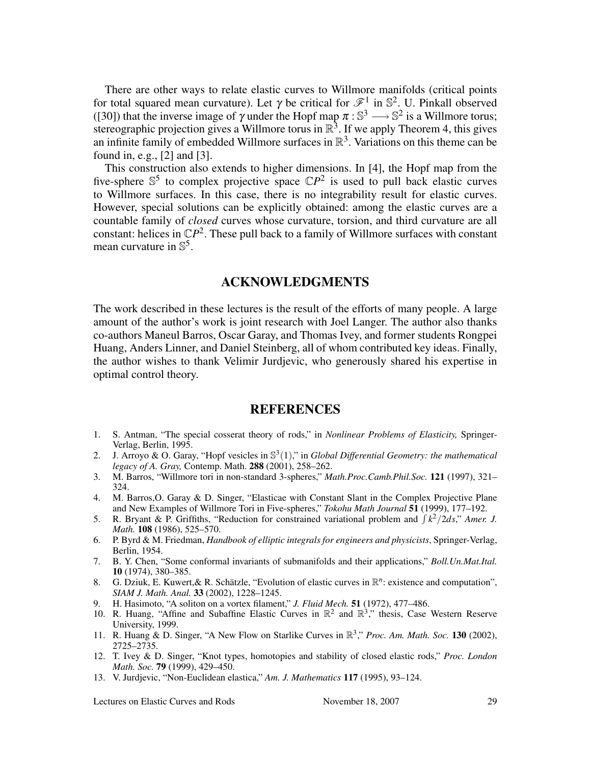There are other ways to relate elastic curves to Willmore manifolds (critical points for total squared mean curvature). Let $\gamma$ be critical for $\mathscr{F}^1$ in $\mathbb{S}^2$. U. Pinkall observed ([30]) that the inverse image of $\gamma$ under the Hopf map $\pi : \mathbb{S}^3 \longrightarrow \mathbb{S}^2$ is a Willmore torus; stereographic projection gives a Willmore torus in $\mathbb{R}^3$. If we apply Theorem 4, this gives an infinite family of embedded Willmore surfaces in $\mathbb{R}^3$. Variations on this theme can be found in, e.g., [2] and [3].

This construction also extends to higher dimensions. In [4], the Hopf map from the five-sphere $\mathbb{S}^5$ to complex projective space $\mathbb{C}P^2$ is used to pull back elastic curves to Willmore surfaces. In this case, there is no integrability result for elastic curves. However, special solutions can be explicitly obtained: among the elastic curves are a countable family of *closed* curves whose curvature, torsion, and third curvature are all constant: helices in $\mathbb{C}P^2$. These pull back to a family of Willmore surfaces with constant mean curvature in $\mathbb{S}^5$.

## ACKNOWLEDGMENTS

The work described in these lectures is the result of the efforts of many people. A large amount of the author's work is joint research with Joel Langer. The author also thanks co-authors Maneul Barros, Oscar Garay, and Thomas Ivey, and former students Rongpei Huang, Anders Linner, and Daniel Steinberg, all of whom contributed key ideas. Finally, the author wishes to thank Velimir Jurdjevic, who generously shared his expertise in optimal control theory.

## REFERENCES

1. S. Antman, "The special cosserat theory of rods," in *Nonlinear Problems of Elasticity,* Springer-Verlag, Berlin, 1995.
2. J. Arroyo & O. Garay, "Hopf vesicles in $\mathbb{S}^3(1)$," in *Global Differential Geometry: the mathematical legacy of A. Gray,* Contemp. Math. **288** (2001), 258–262.
3. M. Barros, "Willmore tori in non-standard 3-spheres," *Math.Proc.Camb.Phil.Soc.* **121** (1997), 321–324.
4. M. Barros,O. Garay & D. Singer, "Elasticae with Constant Slant in the Complex Projective Plane and New Examples of Willmore Tori in Five-spheres," *Tokohu Math Journal* **51** (1999), 177–192.
5. R. Bryant & P. Griffiths, "Reduction for constrained variational problem and $\int k^2/2ds$," *Amer. J. Math.* **108** (1986), 525–570.
6. P. Byrd & M. Friedman, *Handbook of elliptic integrals for engineers and physicists*, Springer-Verlag, Berlin, 1954.
7. B. Y. Chen, "Some conformal invariants of submanifolds and their applications," *Boll.Un.Mat.Ital.* **10** (1974), 380–385.
8. G. Dziuk, E. Kuwert,& R. Schätzle, "Evolution of elastic curves in $\mathbb{R}^n$: existence and computation", *SIAM J. Math. Anal.* **33** (2002), 1228–1245.
9. H. Hasimoto, "A soliton on a vortex filament," *J. Fluid Mech.* **51** (1972), 477–486.
10. R. Huang, "Affine and Subaffine Elastic Curves in $\mathbb{R}^2$ and $\mathbb{R}^3$," thesis, Case Western Reserve University, 1999.
11. R. Huang & D. Singer, "A New Flow on Starlike Curves in $\mathbb{R}^3$," *Proc. Am. Math. Soc.* **130** (2002), 2725–2735.
12. T. Ivey & D. Singer, "Knot types, homotopies and stability of closed elastic rods," *Proc. London Math. Soc.* **79** (1999), 429–450.
13. V. Jurdjevic, "Non-Euclidean elastica," *Am. J. Mathematics* **117** (1995), 93–124.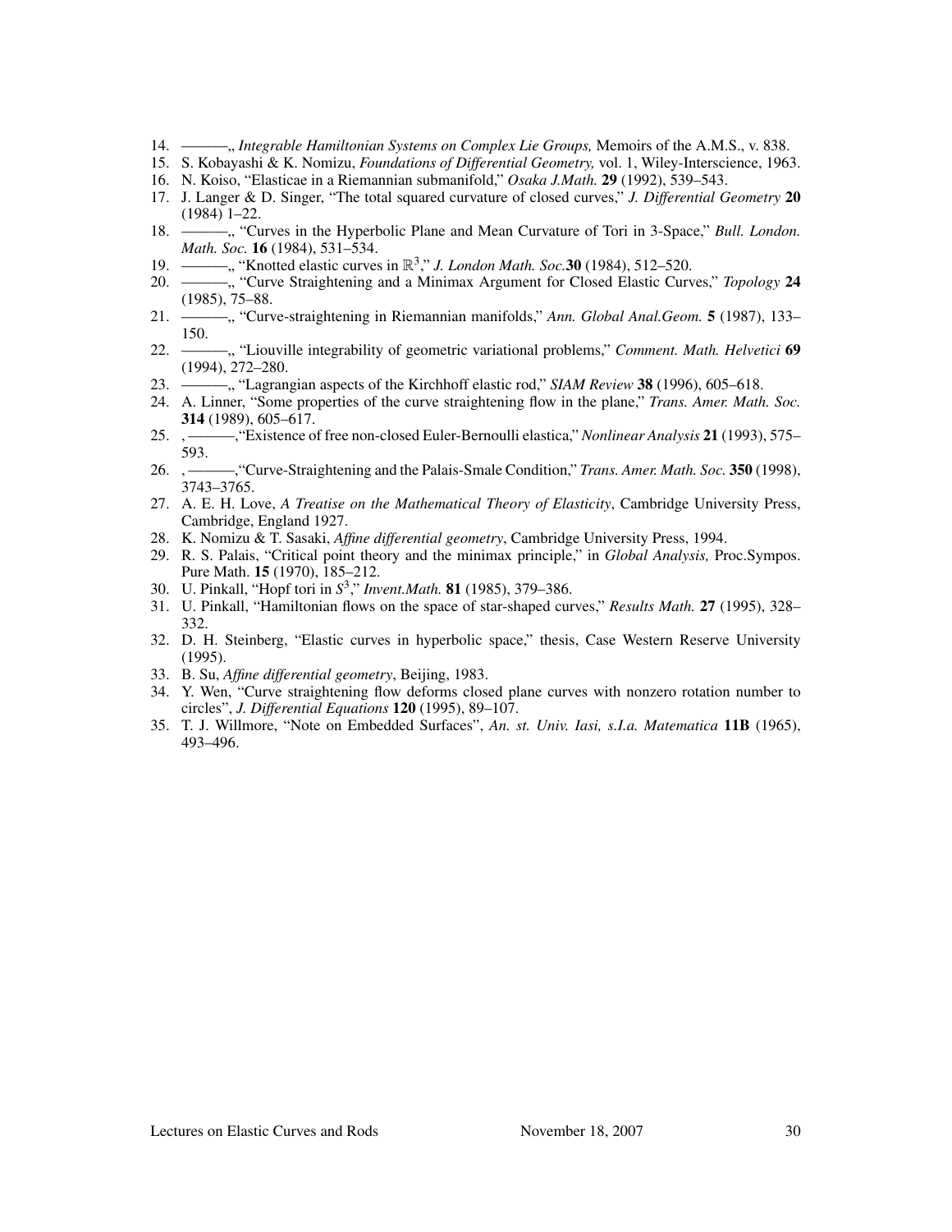14. ———,, *Integrable Hamiltonian Systems on Complex Lie Groups,* Memoirs of the A.M.S., v. 838.
15. S. Kobayashi & K. Nomizu, *Foundations of Differential Geometry,* vol. 1, Wiley-Interscience, 1963.
16. N. Koiso, "Elasticae in a Riemannian submanifold," *Osaka J.Math.* **29** (1992), 539–543.
17. J. Langer & D. Singer, "The total squared curvature of closed curves," *J. Differential Geometry* **20** (1984) 1–22.
18. ———,, "Curves in the Hyperbolic Plane and Mean Curvature of Tori in 3-Space," *Bull. London. Math. Soc.* **16** (1984), 531–534.
19. ———,, "Knotted elastic curves in $\mathbb{R}^3$," *J. London Math. Soc.***30** (1984), 512–520.
20. ———,, "Curve Straightening and a Minimax Argument for Closed Elastic Curves," *Topology* **24** (1985), 75–88.
21. ———,, "Curve-straightening in Riemannian manifolds," *Ann. Global Anal.Geom.* **5** (1987), 133–150.
22. ———,, "Liouville integrability of geometric variational problems," *Comment. Math. Helvetici* **69** (1994), 272–280.
23. ———,, "Lagrangian aspects of the Kirchhoff elastic rod," *SIAM Review* **38** (1996), 605–618.
24. A. Linner, "Some properties of the curve straightening flow in the plane," *Trans. Amer. Math. Soc.* **314** (1989), 605–617.
25. , ———,"Existence of free non-closed Euler-Bernoulli elastica," *Nonlinear Analysis* **21** (1993), 575–593.
26. , ———,"Curve-Straightening and the Palais-Smale Condition," *Trans. Amer. Math. Soc.* **350** (1998), 3743–3765.
27. A. E. H. Love, *A Treatise on the Mathematical Theory of Elasticity*, Cambridge University Press, Cambridge, England 1927.
28. K. Nomizu & T. Sasaki, *Affine differential geometry*, Cambridge University Press, 1994.
29. R. S. Palais, "Critical point theory and the minimax principle," in *Global Analysis,* Proc.Sympos. Pure Math. **15** (1970), 185–212.
30. U. Pinkall, "Hopf tori in $S^3$," *Invent.Math.* **81** (1985), 379–386.
31. U. Pinkall, "Hamiltonian flows on the space of star-shaped curves," *Results Math.* **27** (1995), 328–332.
32. D. H. Steinberg, "Elastic curves in hyperbolic space," thesis, Case Western Reserve University (1995).
33. B. Su, *Affine differential geometry*, Beijing, 1983.
34. Y. Wen, "Curve straightening flow deforms closed plane curves with nonzero rotation number to circles", *J. Differential Equations* **120** (1995), 89–107.
35. T. J. Willmore, "Note on Embedded Surfaces", *An. st. Univ. Iasi, s.I.a. Matematica* **11B** (1965), 493–496.